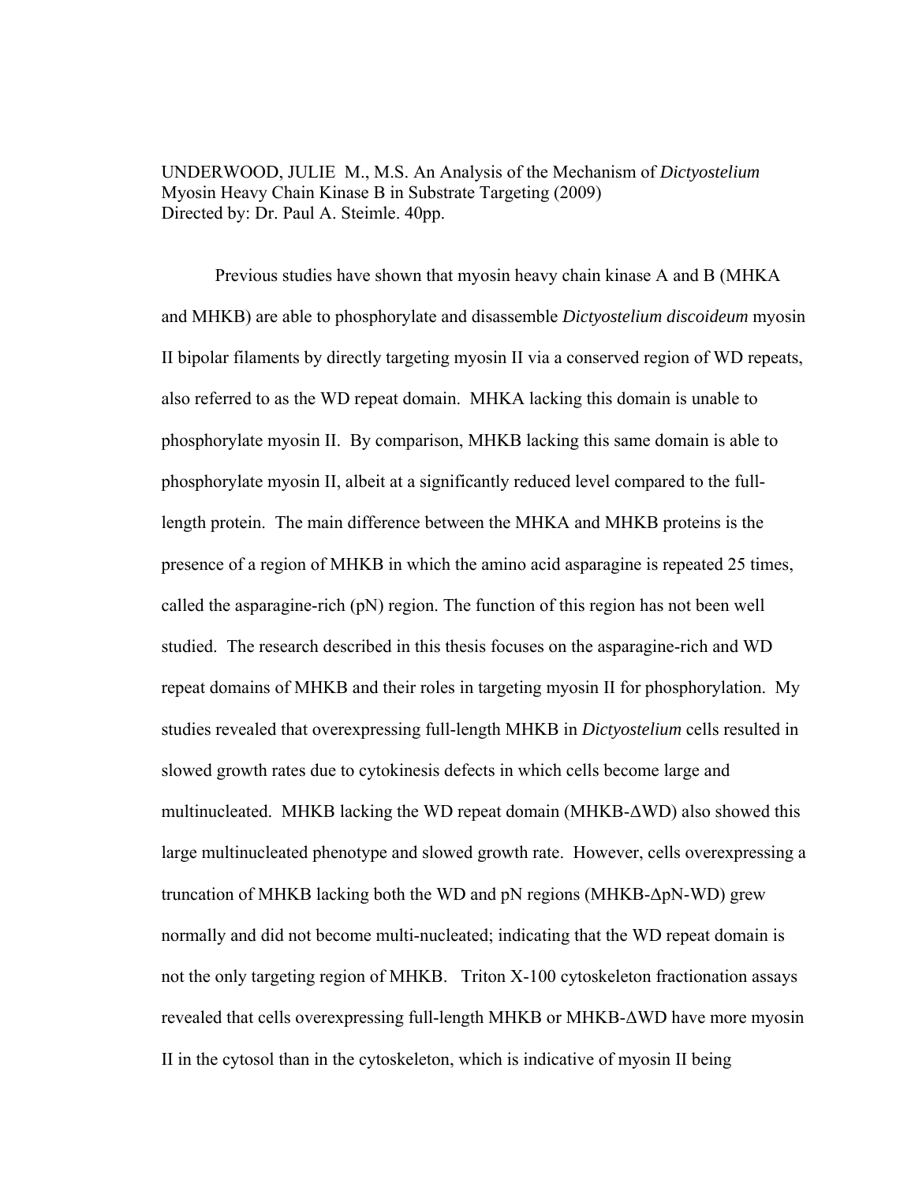UNDERWOOD, JULIE M., M.S. An Analysis of the Mechanism of *Dictyostelium* Myosin Heavy Chain Kinase B in Substrate Targeting (2009)
Directed by: Dr. Paul A. Steimle. 40pp.

Previous studies have shown that myosin heavy chain kinase A and B (MHKA and MHKB) are able to phosphorylate and disassemble *Dictyostelium discoideum* myosin II bipolar filaments by directly targeting myosin II via a conserved region of WD repeats, also referred to as the WD repeat domain. MHKA lacking this domain is unable to phosphorylate myosin II. By comparison, MHKB lacking this same domain is able to phosphorylate myosin II, albeit at a significantly reduced level compared to the full-length protein. The main difference between the MHKA and MHKB proteins is the presence of a region of MHKB in which the amino acid asparagine is repeated 25 times, called the asparagine-rich (pN) region. The function of this region has not been well studied. The research described in this thesis focuses on the asparagine-rich and WD repeat domains of MHKB and their roles in targeting myosin II for phosphorylation. My studies revealed that overexpressing full-length MHKB in *Dictyostelium* cells resulted in slowed growth rates due to cytokinesis defects in which cells become large and multinucleated. MHKB lacking the WD repeat domain (MHKB-ΔWD) also showed this large multinucleated phenotype and slowed growth rate. However, cells overexpressing a truncation of MHKB lacking both the WD and pN regions (MHKB-ΔpN-WD) grew normally and did not become multi-nucleated; indicating that the WD repeat domain is not the only targeting region of MHKB. Triton X-100 cytoskeleton fractionation assays revealed that cells overexpressing full-length MHKB or MHKB-ΔWD have more myosin II in the cytosol than in the cytoskeleton, which is indicative of myosin II being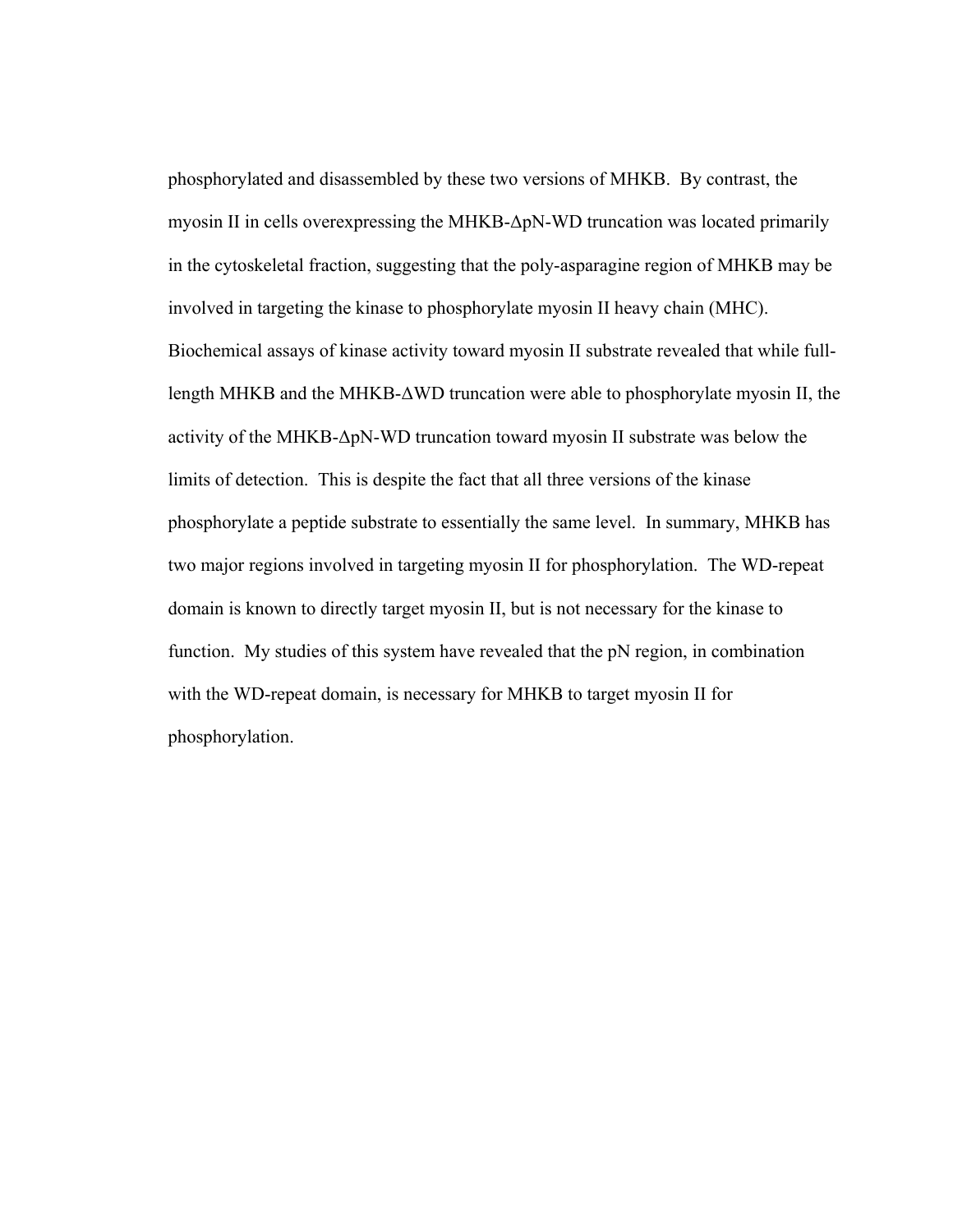phosphorylated and disassembled by these two versions of MHKB. By contrast, the myosin II in cells overexpressing the MHKB-ΔpN-WD truncation was located primarily in the cytoskeletal fraction, suggesting that the poly-asparagine region of MHKB may be involved in targeting the kinase to phosphorylate myosin II heavy chain (MHC). Biochemical assays of kinase activity toward myosin II substrate revealed that while full-length MHKB and the MHKB-ΔWD truncation were able to phosphorylate myosin II, the activity of the MHKB-ΔpN-WD truncation toward myosin II substrate was below the limits of detection. This is despite the fact that all three versions of the kinase phosphorylate a peptide substrate to essentially the same level. In summary, MHKB has two major regions involved in targeting myosin II for phosphorylation. The WD-repeat domain is known to directly target myosin II, but is not necessary for the kinase to function. My studies of this system have revealed that the pN region, in combination with the WD-repeat domain, is necessary for MHKB to target myosin II for phosphorylation.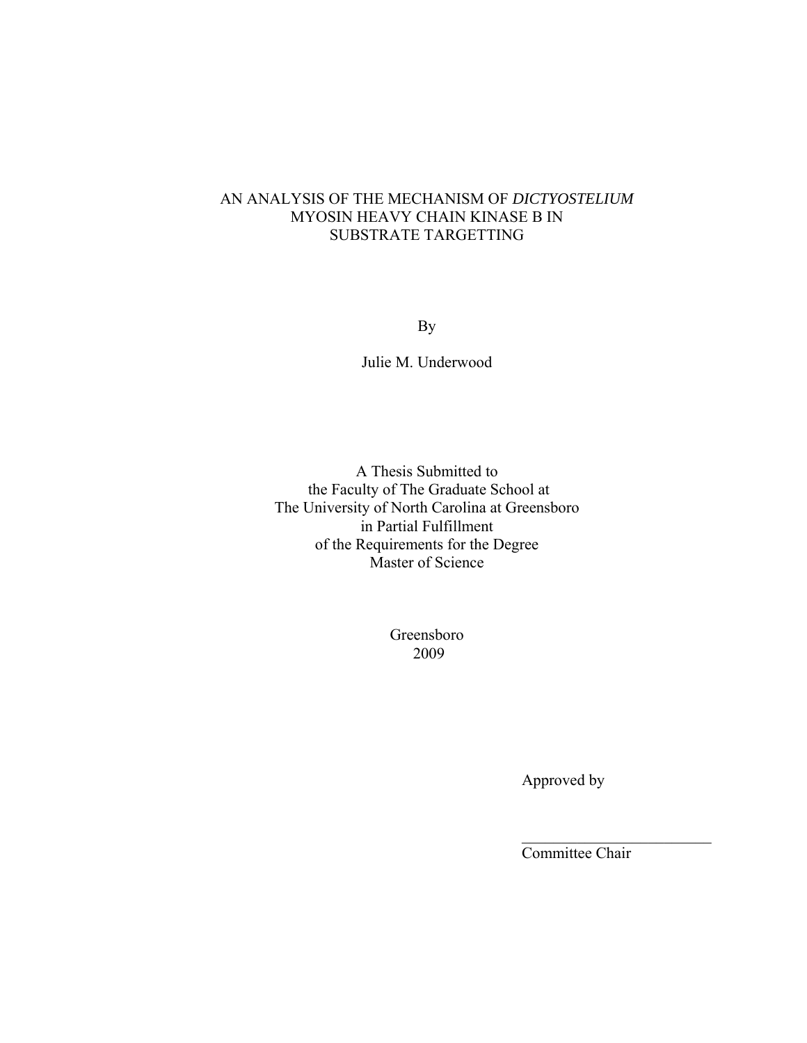# AN ANALYSIS OF THE MECHANISM OF *DICTYOSTELIUM* MYOSIN HEAVY CHAIN KINASE B IN SUBSTRATE TARGETTING

By

Julie M. Underwood

A Thesis Submitted to
the Faculty of The Graduate School at
The University of North Carolina at Greensboro
in Partial Fulfillment
of the Requirements for the Degree
Master of Science

Greensboro
2009

Approved by

\_\_\_\_\_\_\_\_\_\_\_\_\_\_\_\_\_\_\_\_\_\_\_\_\_\_
Committee Chair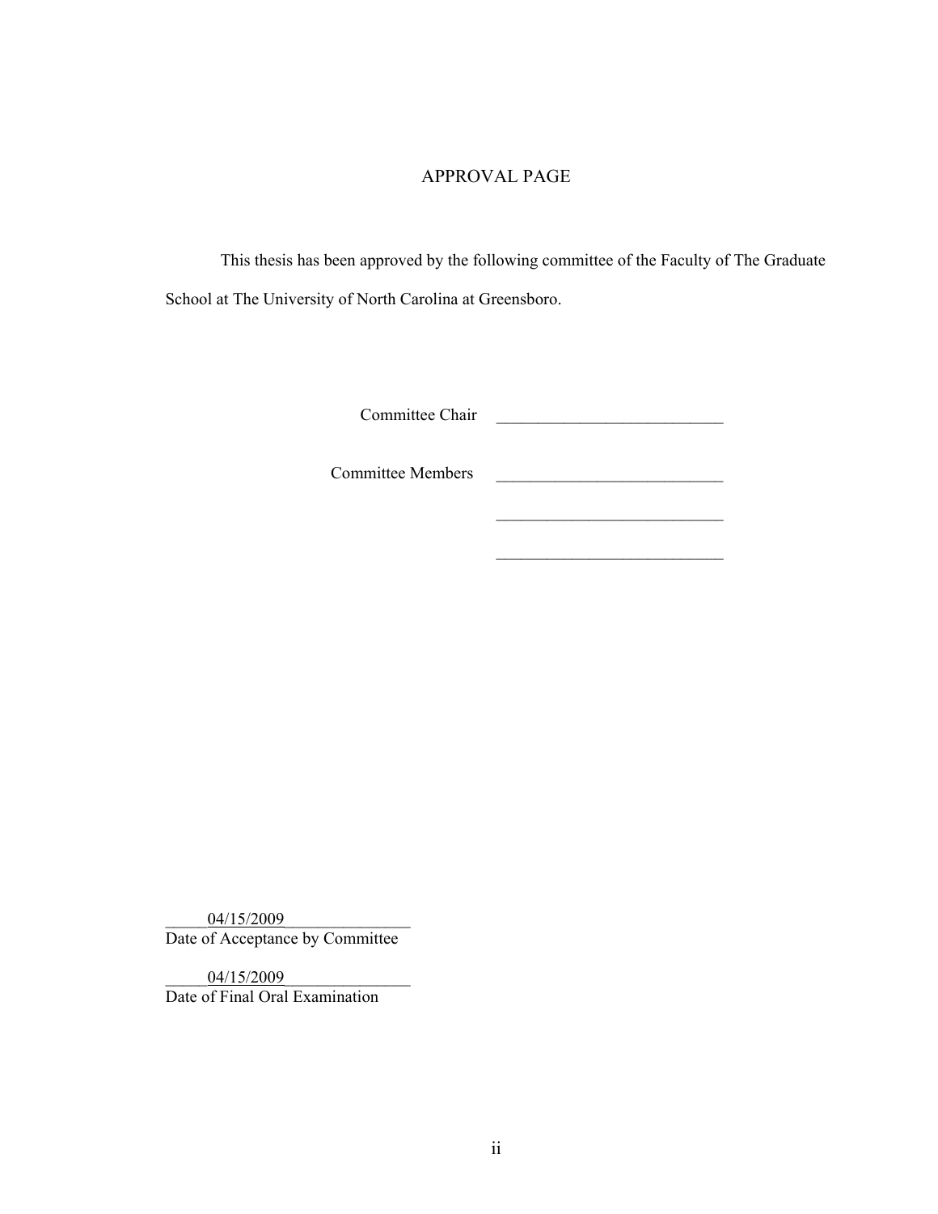# APPROVAL PAGE

This thesis has been approved by the following committee of the Faculty of The Graduate School at The University of North Carolina at Greensboro.

Committee Chair ___________________________

Committee Members ___________________________

___________________________

___________________________

_____04/15/2009_______________
Date of Acceptance by Committee

_____04/15/2009_______________
Date of Final Oral Examination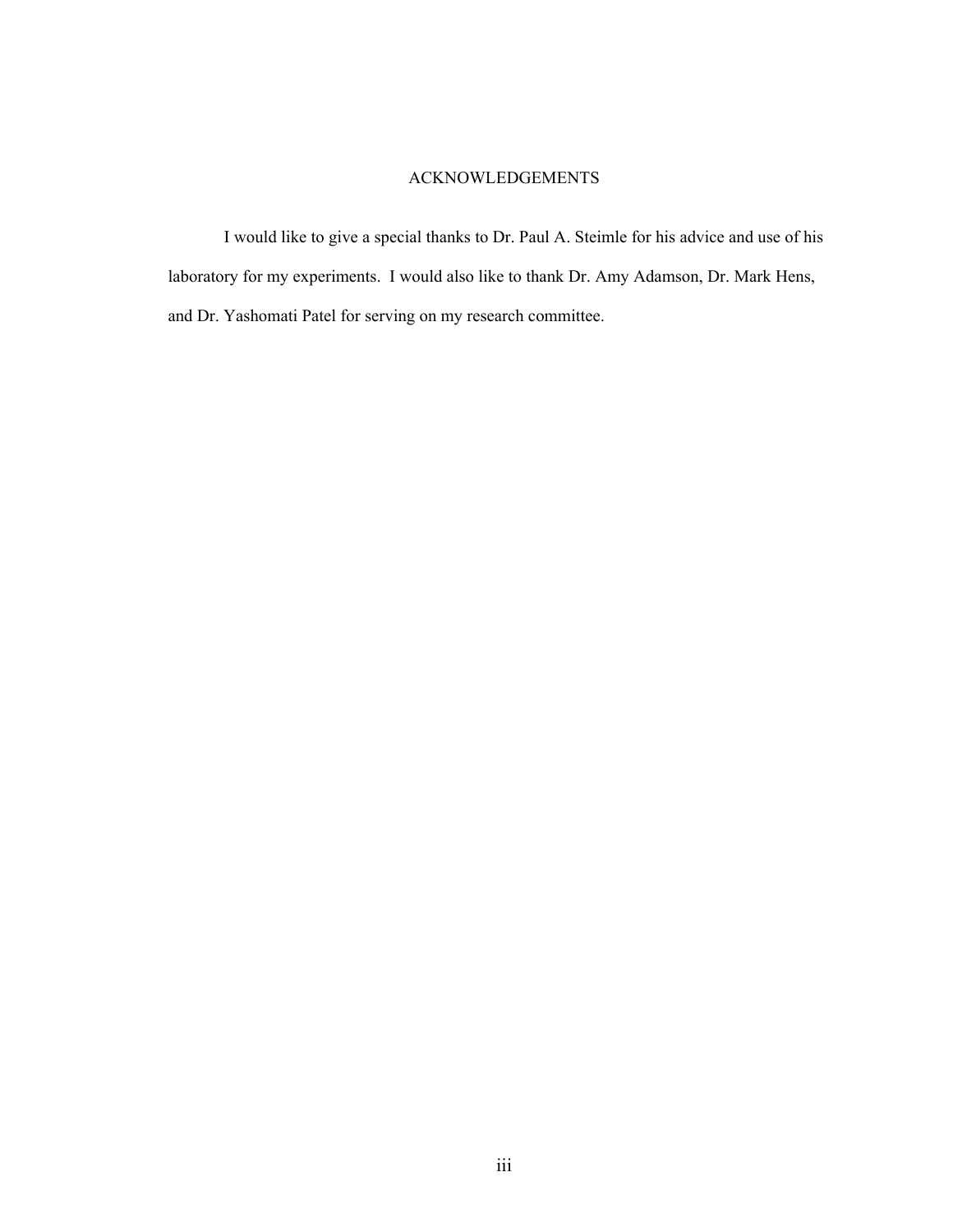# ACKNOWLEDGEMENTS

I would like to give a special thanks to Dr. Paul A. Steimle for his advice and use of his laboratory for my experiments. I would also like to thank Dr. Amy Adamson, Dr. Mark Hens, and Dr. Yashomati Patel for serving on my research committee.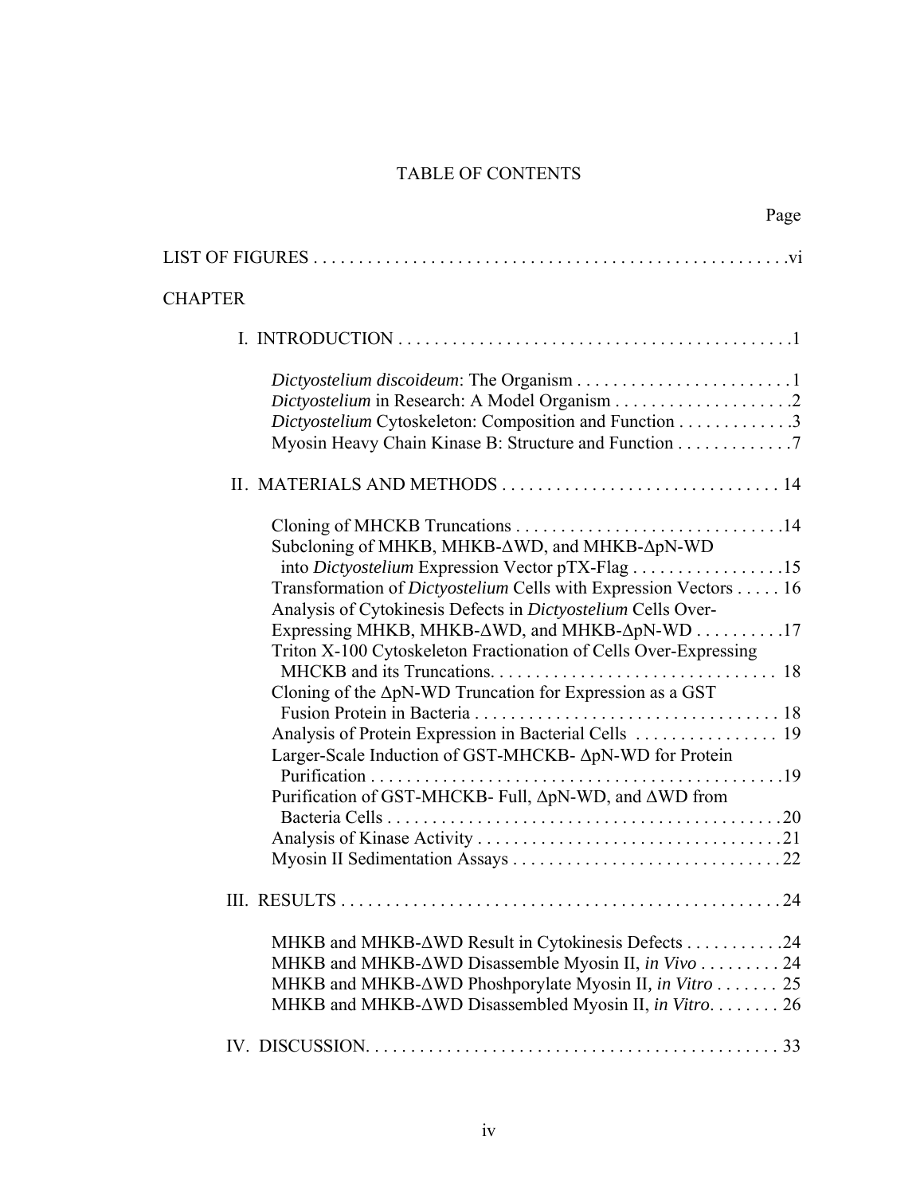# TABLE OF CONTENTS

| | Page |
|---|---|
| LIST OF FIGURES | vi |
| CHAPTER | |
| I. INTRODUCTION | 1 |
| *Dictyostelium discoideum*: The Organism | 1 |
| *Dictyostelium* in Research: A Model Organism | 2 |
| *Dictyostelium* Cytoskeleton: Composition and Function | 3 |
| Myosin Heavy Chain Kinase B: Structure and Function | 7 |
| II. MATERIALS AND METHODS | 14 |
| Cloning of MHCKB Truncations | 14 |
| Subcloning of MHKB, MHKB-ΔWD, and MHKB-ΔpN-WD into *Dictyostelium* Expression Vector pTX-Flag | 15 |
| Transformation of *Dictyostelium* Cells with Expression Vectors | 16 |
| Analysis of Cytokinesis Defects in *Dictyostelium* Cells Over-Expressing MHKB, MHKB-ΔWD, and MHKB-ΔpN-WD | 17 |
| Triton X-100 Cytoskeleton Fractionation of Cells Over-Expressing MHCKB and its Truncations. | 18 |
| Cloning of the ΔpN-WD Truncation for Expression as a GST Fusion Protein in Bacteria | 18 |
| Analysis of Protein Expression in Bacterial Cells | 19 |
| Larger-Scale Induction of GST-MHCKB- ΔpN-WD for Protein Purification | 19 |
| Purification of GST-MHCKB- Full, ΔpN-WD, and ΔWD from Bacteria Cells | 20 |
| Analysis of Kinase Activity | 21 |
| Myosin II Sedimentation Assays | 22 |
| III. RESULTS | 24 |
| MHKB and MHKB-ΔWD Result in Cytokinesis Defects | 24 |
| MHKB and MHKB-ΔWD Disassemble Myosin II, *in Vivo* | 24 |
| MHKB and MHKB-ΔWD Phoshporylate Myosin II, *in Vitro* | 25 |
| MHKB and MHKB-ΔWD Disassembled Myosin II, *in Vitro*. | 26 |
| IV. DISCUSSION. | 33 |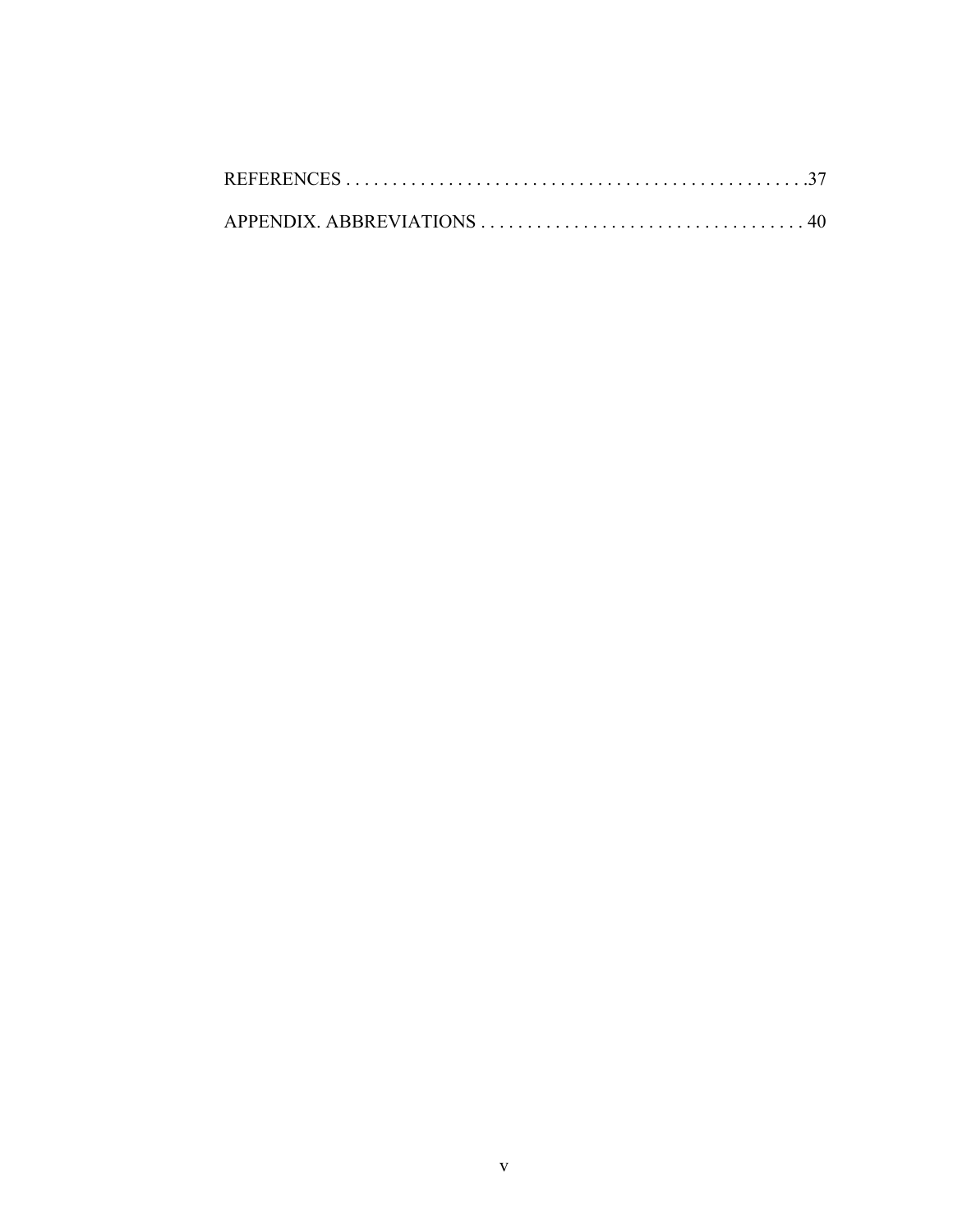REFERENCES . . . . . . . . . . . . . . . . . . . . . . . . . . . . . . . . . . . . . . . . . . . . . . . . . . .37

APPENDIX. ABBREVIATIONS . . . . . . . . . . . . . . . . . . . . . . . . . . . . . . . . . . . 40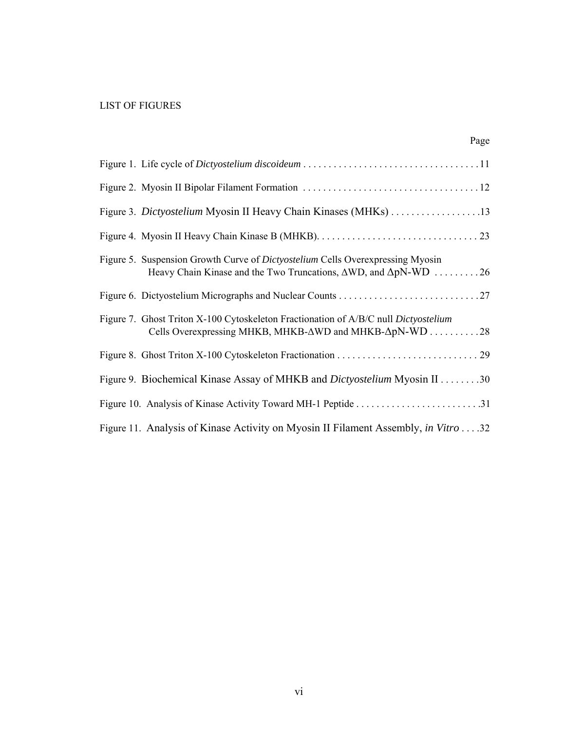## LIST OF FIGURES

| | Page |
|---|---|
| Figure 1. Life cycle of *Dictyostelium discoideum* | 11 |
| Figure 2. Myosin II Bipolar Filament Formation | 12 |
| Figure 3. *Dictyostelium* Myosin II Heavy Chain Kinases (MHKs) | 13 |
| Figure 4. Myosin II Heavy Chain Kinase B (MHKB) | 23 |
| Figure 5. Suspension Growth Curve of *Dictyostelium* Cells Overexpressing Myosin Heavy Chain Kinase and the Two Truncations, ΔWD, and ΔpN-WD | 26 |
| Figure 6. Dictyostelium Micrographs and Nuclear Counts | 27 |
| Figure 7. Ghost Triton X-100 Cytoskeleton Fractionation of A/B/C null *Dictyostelium* Cells Overexpressing MHKB, MHKB-ΔWD and MHKB-ΔpN-WD | 28 |
| Figure 8. Ghost Triton X-100 Cytoskeleton Fractionation | 29 |
| Figure 9. Biochemical Kinase Assay of MHKB and *Dictyostelium* Myosin II | 30 |
| Figure 10. Analysis of Kinase Activity Toward MH-1 Peptide | 31 |
| Figure 11. Analysis of Kinase Activity on Myosin II Filament Assembly, *in Vitro* | 32 |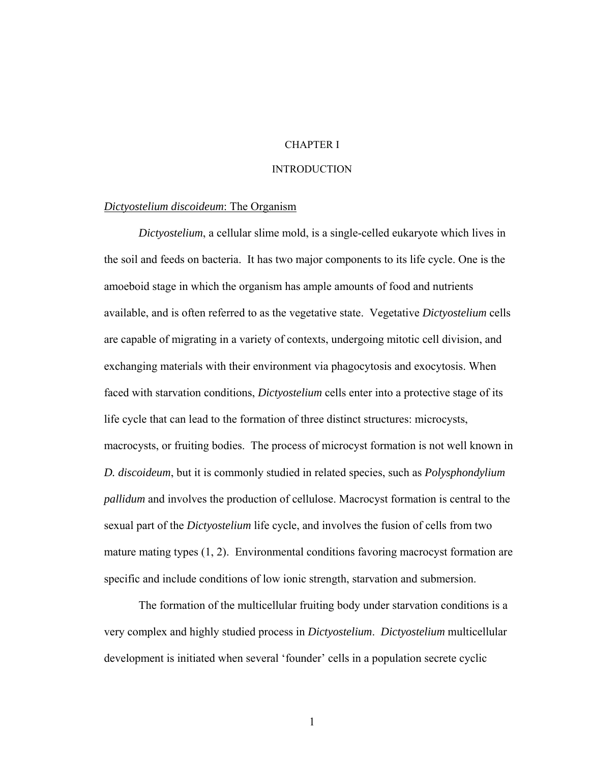# CHAPTER I

# INTRODUCTION

## *Dictyostelium discoideum*: The Organism

*Dictyostelium*, a cellular slime mold, is a single-celled eukaryote which lives in the soil and feeds on bacteria. It has two major components to its life cycle. One is the amoeboid stage in which the organism has ample amounts of food and nutrients available, and is often referred to as the vegetative state. Vegetative *Dictyostelium* cells are capable of migrating in a variety of contexts, undergoing mitotic cell division, and exchanging materials with their environment via phagocytosis and exocytosis. When faced with starvation conditions, *Dictyostelium* cells enter into a protective stage of its life cycle that can lead to the formation of three distinct structures: microcysts, macrocysts, or fruiting bodies. The process of microcyst formation is not well known in *D. discoideum*, but it is commonly studied in related species, such as *Polysphondylium pallidum* and involves the production of cellulose. Macrocyst formation is central to the sexual part of the *Dictyostelium* life cycle, and involves the fusion of cells from two mature mating types (1, 2). Environmental conditions favoring macrocyst formation are specific and include conditions of low ionic strength, starvation and submersion.

The formation of the multicellular fruiting body under starvation conditions is a very complex and highly studied process in *Dictyostelium*. *Dictyostelium* multicellular development is initiated when several 'founder' cells in a population secrete cyclic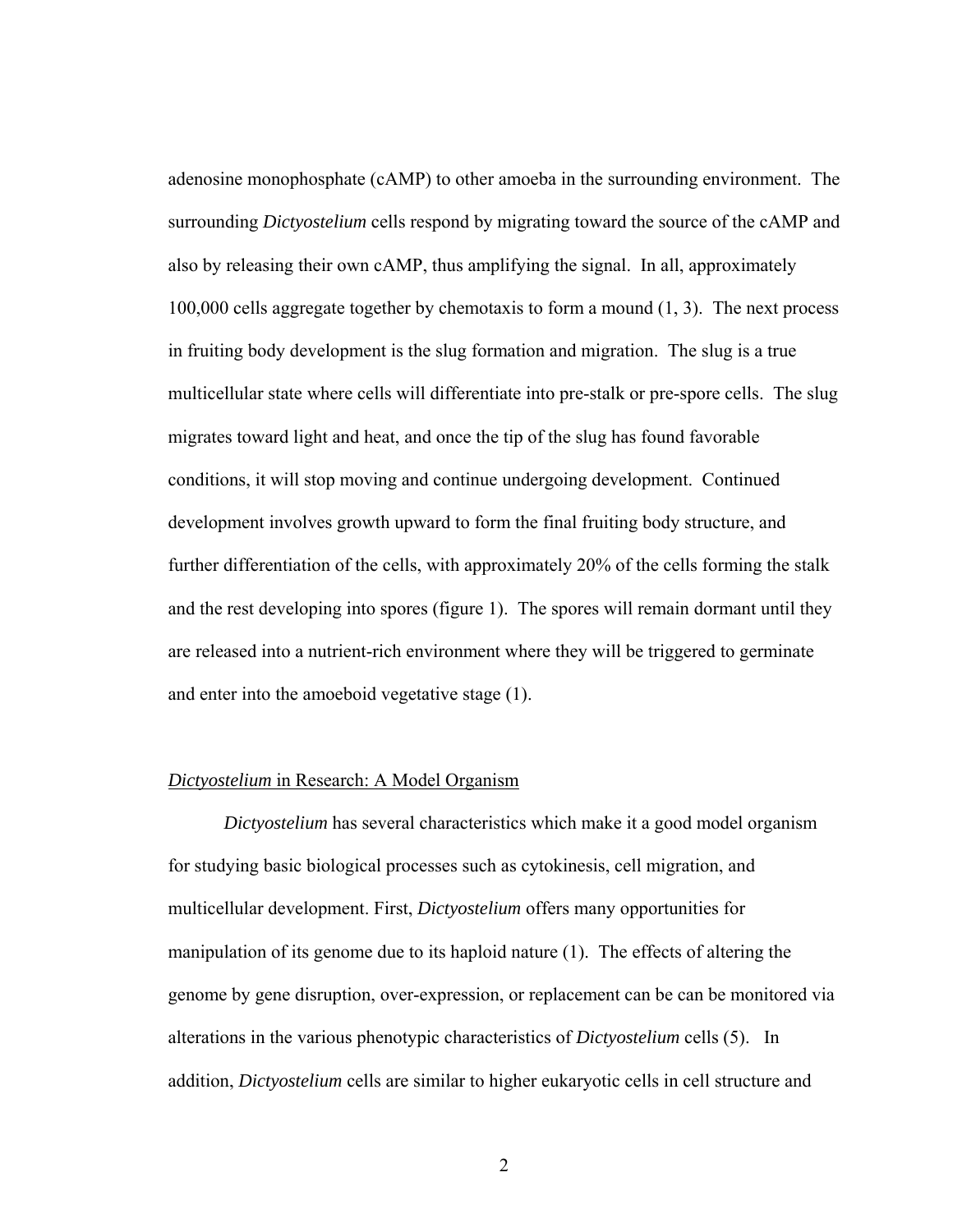adenosine monophosphate (cAMP) to other amoeba in the surrounding environment. The surrounding *Dictyostelium* cells respond by migrating toward the source of the cAMP and also by releasing their own cAMP, thus amplifying the signal. In all, approximately 100,000 cells aggregate together by chemotaxis to form a mound (1, 3). The next process in fruiting body development is the slug formation and migration. The slug is a true multicellular state where cells will differentiate into pre-stalk or pre-spore cells. The slug migrates toward light and heat, and once the tip of the slug has found favorable conditions, it will stop moving and continue undergoing development. Continued development involves growth upward to form the final fruiting body structure, and further differentiation of the cells, with approximately 20% of the cells forming the stalk and the rest developing into spores (figure 1). The spores will remain dormant until they are released into a nutrient-rich environment where they will be triggered to germinate and enter into the amoeboid vegetative stage (1).

<u>*Dictyostelium* in Research: A Model Organism</u>

*Dictyostelium* has several characteristics which make it a good model organism for studying basic biological processes such as cytokinesis, cell migration, and multicellular development. First, *Dictyostelium* offers many opportunities for manipulation of its genome due to its haploid nature (1). The effects of altering the genome by gene disruption, over-expression, or replacement can be can be monitored via alterations in the various phenotypic characteristics of *Dictyostelium* cells (5). In addition, *Dictyostelium* cells are similar to higher eukaryotic cells in cell structure and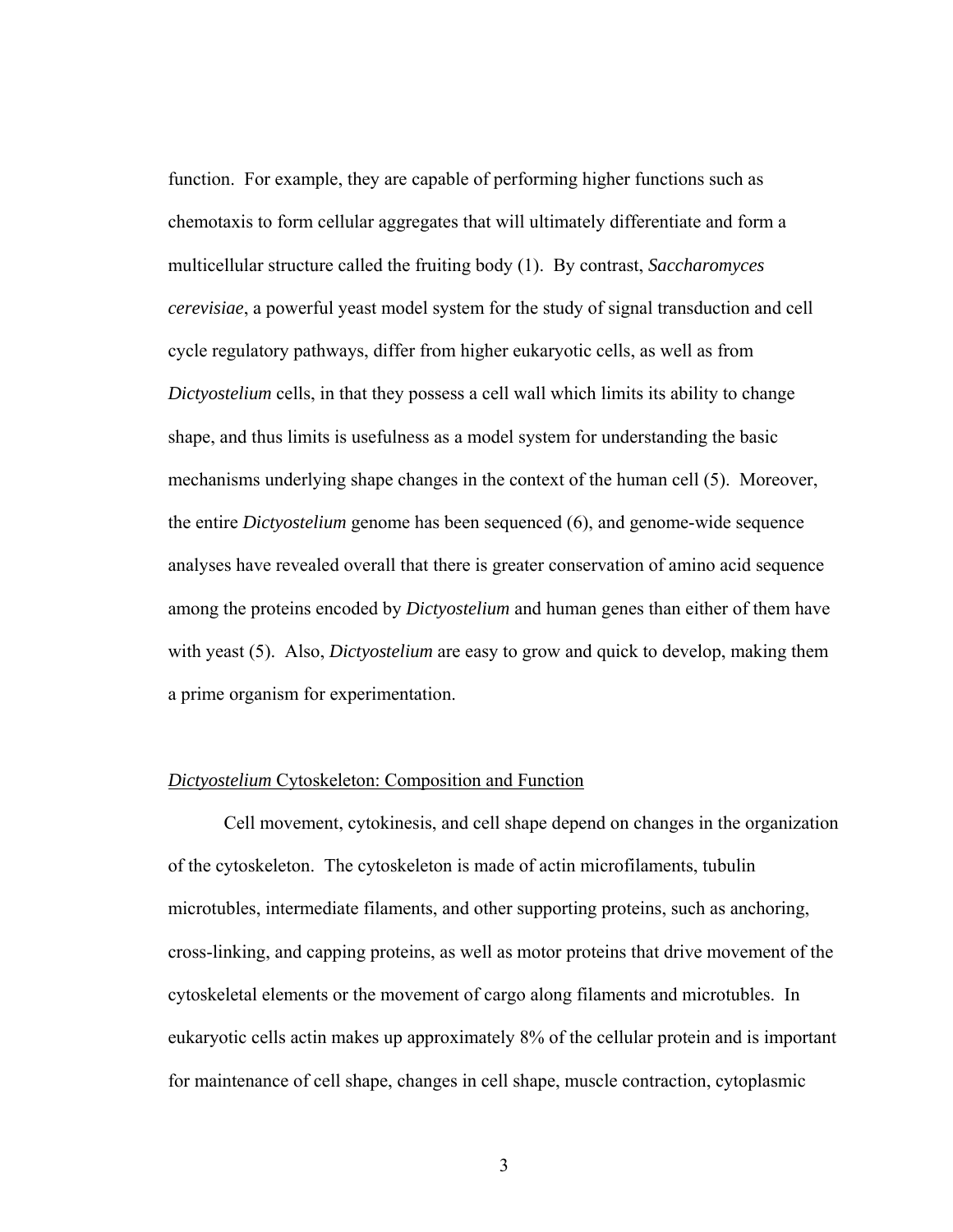function. For example, they are capable of performing higher functions such as chemotaxis to form cellular aggregates that will ultimately differentiate and form a multicellular structure called the fruiting body (1). By contrast, *Saccharomyces cerevisiae*, a powerful yeast model system for the study of signal transduction and cell cycle regulatory pathways, differ from higher eukaryotic cells, as well as from *Dictyostelium* cells, in that they possess a cell wall which limits its ability to change shape, and thus limits is usefulness as a model system for understanding the basic mechanisms underlying shape changes in the context of the human cell (5). Moreover, the entire *Dictyostelium* genome has been sequenced (6), and genome-wide sequence analyses have revealed overall that there is greater conservation of amino acid sequence among the proteins encoded by *Dictyostelium* and human genes than either of them have with yeast (5). Also, *Dictyostelium* are easy to grow and quick to develop, making them a prime organism for experimentation.

## *Dictyostelium* Cytoskeleton: Composition and Function

Cell movement, cytokinesis, and cell shape depend on changes in the organization of the cytoskeleton. The cytoskeleton is made of actin microfilaments, tubulin microtubules, intermediate filaments, and other supporting proteins, such as anchoring, cross-linking, and capping proteins, as well as motor proteins that drive movement of the cytoskeletal elements or the movement of cargo along filaments and microtubules. In eukaryotic cells actin makes up approximately 8% of the cellular protein and is important for maintenance of cell shape, changes in cell shape, muscle contraction, cytoplasmic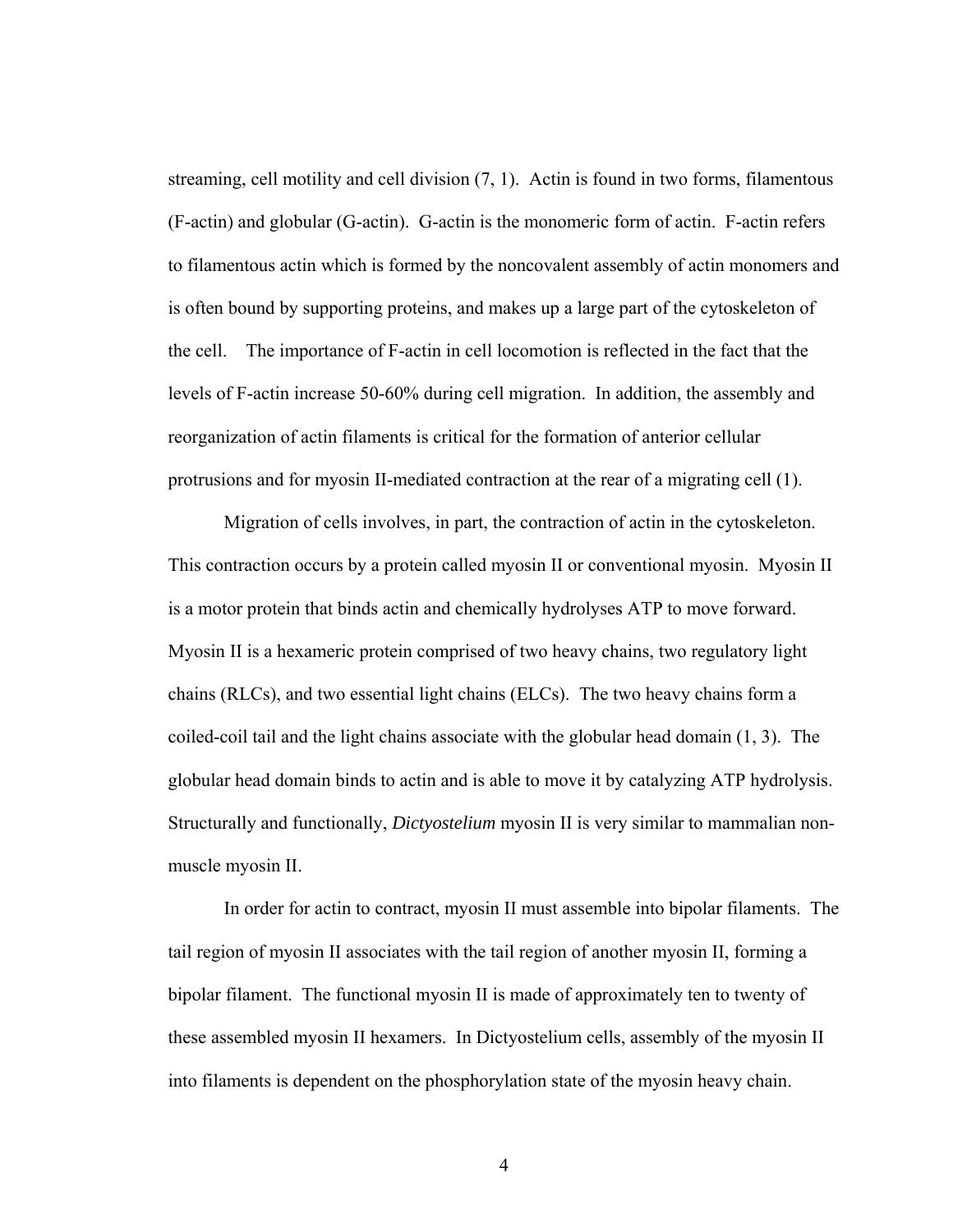streaming, cell motility and cell division (7, 1). Actin is found in two forms, filamentous (F-actin) and globular (G-actin). G-actin is the monomeric form of actin. F-actin refers to filamentous actin which is formed by the noncovalent assembly of actin monomers and is often bound by supporting proteins, and makes up a large part of the cytoskeleton of the cell. The importance of F-actin in cell locomotion is reflected in the fact that the levels of F-actin increase 50-60% during cell migration. In addition, the assembly and reorganization of actin filaments is critical for the formation of anterior cellular protrusions and for myosin II-mediated contraction at the rear of a migrating cell (1).

Migration of cells involves, in part, the contraction of actin in the cytoskeleton. This contraction occurs by a protein called myosin II or conventional myosin. Myosin II is a motor protein that binds actin and chemically hydrolyses ATP to move forward. Myosin II is a hexameric protein comprised of two heavy chains, two regulatory light chains (RLCs), and two essential light chains (ELCs). The two heavy chains form a coiled-coil tail and the light chains associate with the globular head domain (1, 3). The globular head domain binds to actin and is able to move it by catalyzing ATP hydrolysis. Structurally and functionally, *Dictyostelium* myosin II is very similar to mammalian non-muscle myosin II.

In order for actin to contract, myosin II must assemble into bipolar filaments. The tail region of myosin II associates with the tail region of another myosin II, forming a bipolar filament. The functional myosin II is made of approximately ten to twenty of these assembled myosin II hexamers. In Dictyostelium cells, assembly of the myosin II into filaments is dependent on the phosphorylation state of the myosin heavy chain.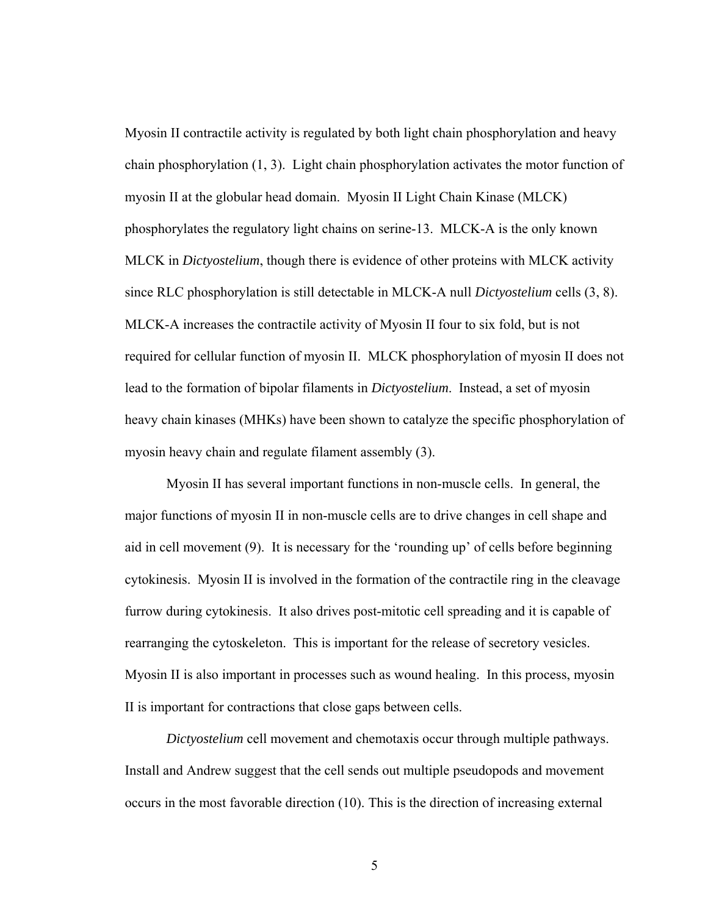Myosin II contractile activity is regulated by both light chain phosphorylation and heavy chain phosphorylation (1, 3). Light chain phosphorylation activates the motor function of myosin II at the globular head domain. Myosin II Light Chain Kinase (MLCK) phosphorylates the regulatory light chains on serine-13. MLCK-A is the only known MLCK in *Dictyostelium*, though there is evidence of other proteins with MLCK activity since RLC phosphorylation is still detectable in MLCK-A null *Dictyostelium* cells (3, 8). MLCK-A increases the contractile activity of Myosin II four to six fold, but is not required for cellular function of myosin II. MLCK phosphorylation of myosin II does not lead to the formation of bipolar filaments in *Dictyostelium*. Instead, a set of myosin heavy chain kinases (MHKs) have been shown to catalyze the specific phosphorylation of myosin heavy chain and regulate filament assembly (3).

Myosin II has several important functions in non-muscle cells. In general, the major functions of myosin II in non-muscle cells are to drive changes in cell shape and aid in cell movement (9). It is necessary for the 'rounding up' of cells before beginning cytokinesis. Myosin II is involved in the formation of the contractile ring in the cleavage furrow during cytokinesis. It also drives post-mitotic cell spreading and it is capable of rearranging the cytoskeleton. This is important for the release of secretory vesicles. Myosin II is also important in processes such as wound healing. In this process, myosin II is important for contractions that close gaps between cells.

*Dictyostelium* cell movement and chemotaxis occur through multiple pathways. Install and Andrew suggest that the cell sends out multiple pseudopods and movement occurs in the most favorable direction (10). This is the direction of increasing external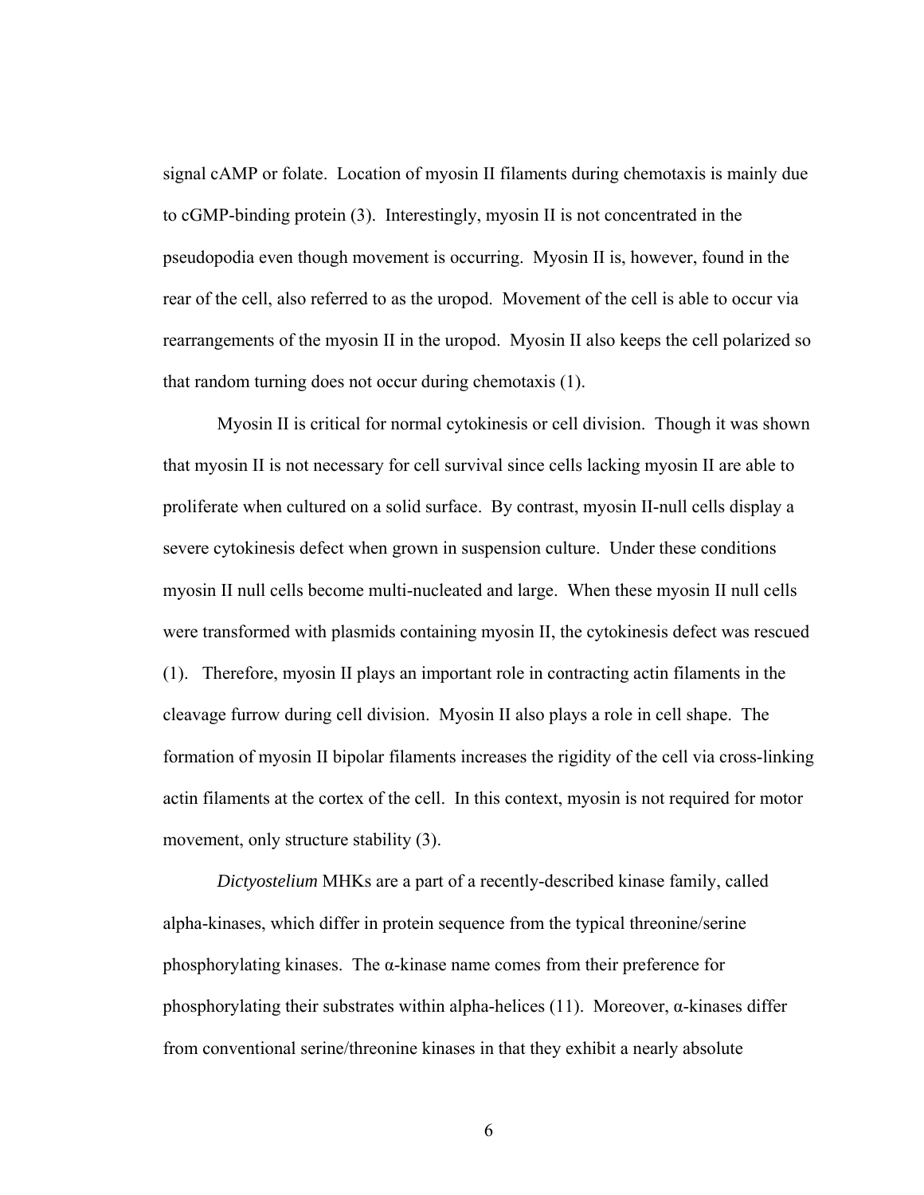signal cAMP or folate. Location of myosin II filaments during chemotaxis is mainly due to cGMP-binding protein (3). Interestingly, myosin II is not concentrated in the pseudopodia even though movement is occurring. Myosin II is, however, found in the rear of the cell, also referred to as the uropod. Movement of the cell is able to occur via rearrangements of the myosin II in the uropod. Myosin II also keeps the cell polarized so that random turning does not occur during chemotaxis (1).

Myosin II is critical for normal cytokinesis or cell division. Though it was shown that myosin II is not necessary for cell survival since cells lacking myosin II are able to proliferate when cultured on a solid surface. By contrast, myosin II-null cells display a severe cytokinesis defect when grown in suspension culture. Under these conditions myosin II null cells become multi-nucleated and large. When these myosin II null cells were transformed with plasmids containing myosin II, the cytokinesis defect was rescued (1). Therefore, myosin II plays an important role in contracting actin filaments in the cleavage furrow during cell division. Myosin II also plays a role in cell shape. The formation of myosin II bipolar filaments increases the rigidity of the cell via cross-linking actin filaments at the cortex of the cell. In this context, myosin is not required for motor movement, only structure stability (3).

*Dictyostelium* MHKs are a part of a recently-described kinase family, called alpha-kinases, which differ in protein sequence from the typical threonine/serine phosphorylating kinases. The α-kinase name comes from their preference for phosphorylating their substrates within alpha-helices (11). Moreover, α-kinases differ from conventional serine/threonine kinases in that they exhibit a nearly absolute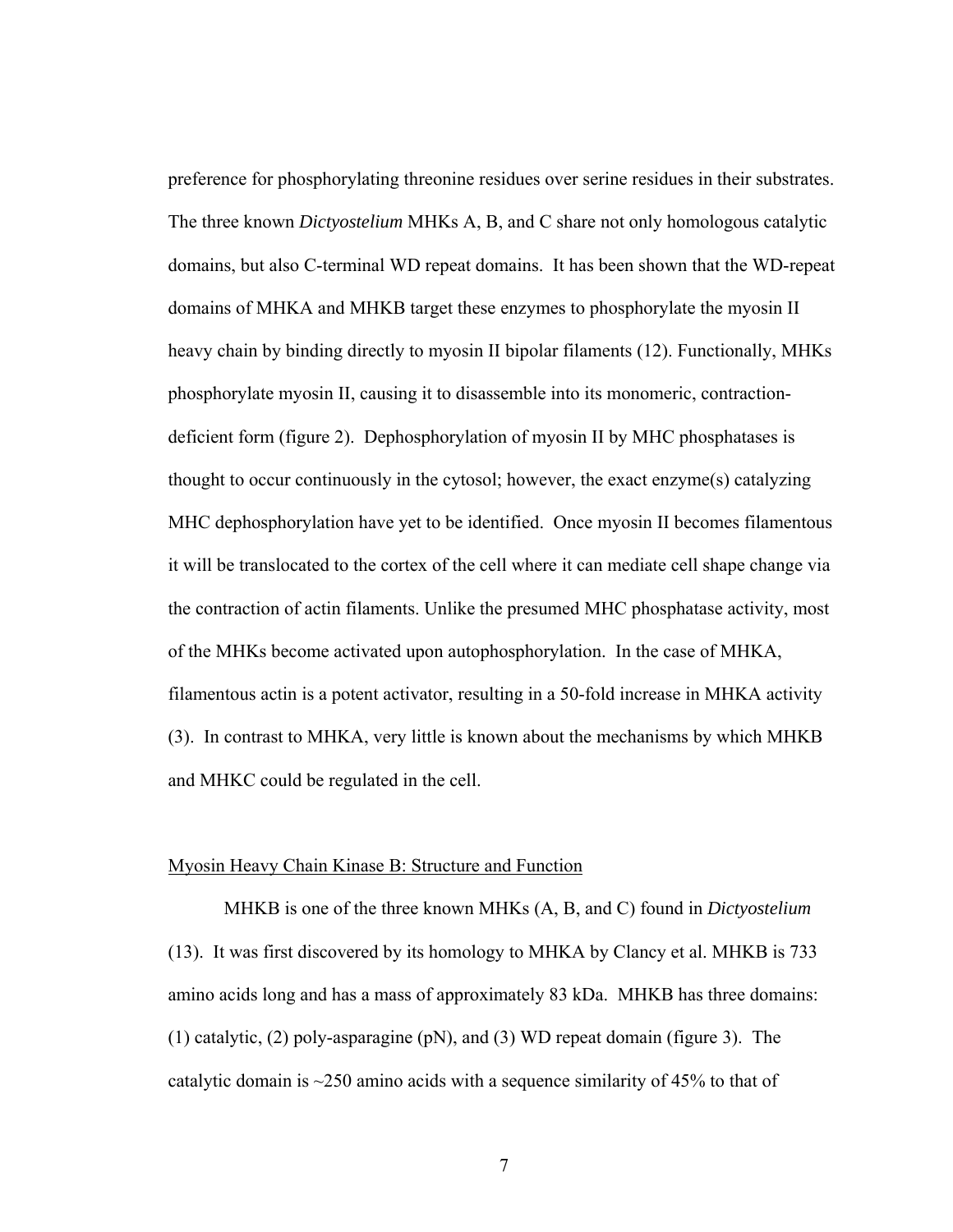preference for phosphorylating threonine residues over serine residues in their substrates. The three known *Dictyostelium* MHKs A, B, and C share not only homologous catalytic domains, but also C-terminal WD repeat domains. It has been shown that the WD-repeat domains of MHKA and MHKB target these enzymes to phosphorylate the myosin II heavy chain by binding directly to myosin II bipolar filaments (12). Functionally, MHKs phosphorylate myosin II, causing it to disassemble into its monomeric, contraction-deficient form (figure 2). Dephosphorylation of myosin II by MHC phosphatases is thought to occur continuously in the cytosol; however, the exact enzyme(s) catalyzing MHC dephosphorylation have yet to be identified. Once myosin II becomes filamentous it will be translocated to the cortex of the cell where it can mediate cell shape change via the contraction of actin filaments. Unlike the presumed MHC phosphatase activity, most of the MHKs become activated upon autophosphorylation. In the case of MHKA, filamentous actin is a potent activator, resulting in a 50-fold increase in MHKA activity (3). In contrast to MHKA, very little is known about the mechanisms by which MHKB and MHKC could be regulated in the cell.

## Myosin Heavy Chain Kinase B: Structure and Function

MHKB is one of the three known MHKs (A, B, and C) found in *Dictyostelium* (13). It was first discovered by its homology to MHKA by Clancy et al. MHKB is 733 amino acids long and has a mass of approximately 83 kDa. MHKB has three domains: (1) catalytic, (2) poly-asparagine (pN), and (3) WD repeat domain (figure 3). The catalytic domain is ~250 amino acids with a sequence similarity of 45% to that of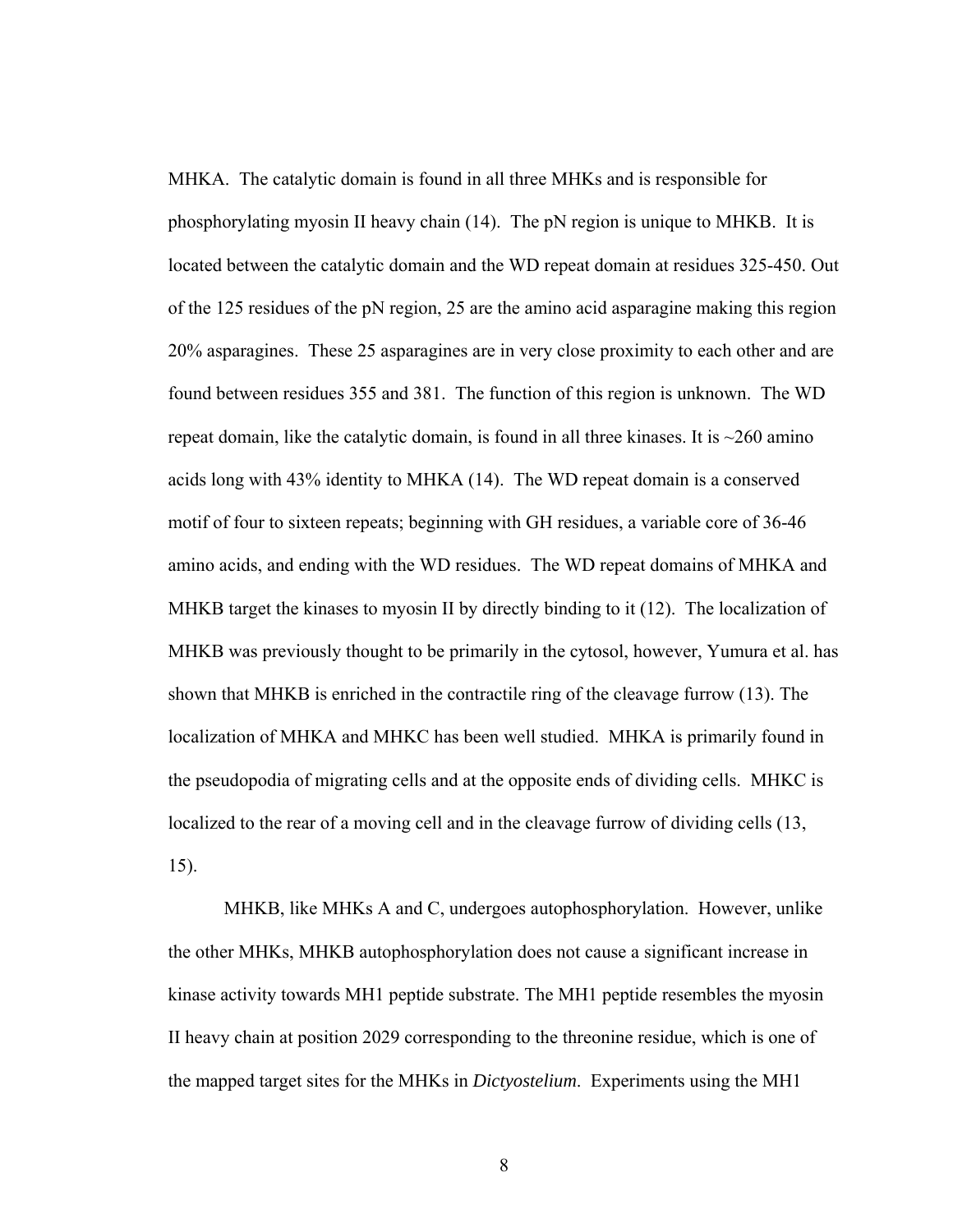MHKA. The catalytic domain is found in all three MHKs and is responsible for phosphorylating myosin II heavy chain (14). The pN region is unique to MHKB. It is located between the catalytic domain and the WD repeat domain at residues 325-450. Out of the 125 residues of the pN region, 25 are the amino acid asparagine making this region 20% asparagines. These 25 asparagines are in very close proximity to each other and are found between residues 355 and 381. The function of this region is unknown. The WD repeat domain, like the catalytic domain, is found in all three kinases. It is ~260 amino acids long with 43% identity to MHKA (14). The WD repeat domain is a conserved motif of four to sixteen repeats; beginning with GH residues, a variable core of 36-46 amino acids, and ending with the WD residues. The WD repeat domains of MHKA and MHKB target the kinases to myosin II by directly binding to it (12). The localization of MHKB was previously thought to be primarily in the cytosol, however, Yumura et al. has shown that MHKB is enriched in the contractile ring of the cleavage furrow (13). The localization of MHKA and MHKC has been well studied. MHKA is primarily found in the pseudopodia of migrating cells and at the opposite ends of dividing cells. MHKC is localized to the rear of a moving cell and in the cleavage furrow of dividing cells (13, 15).

MHKB, like MHKs A and C, undergoes autophosphorylation. However, unlike the other MHKs, MHKB autophosphorylation does not cause a significant increase in kinase activity towards MH1 peptide substrate. The MH1 peptide resembles the myosin II heavy chain at position 2029 corresponding to the threonine residue, which is one of the mapped target sites for the MHKs in *Dictyostelium*. Experiments using the MH1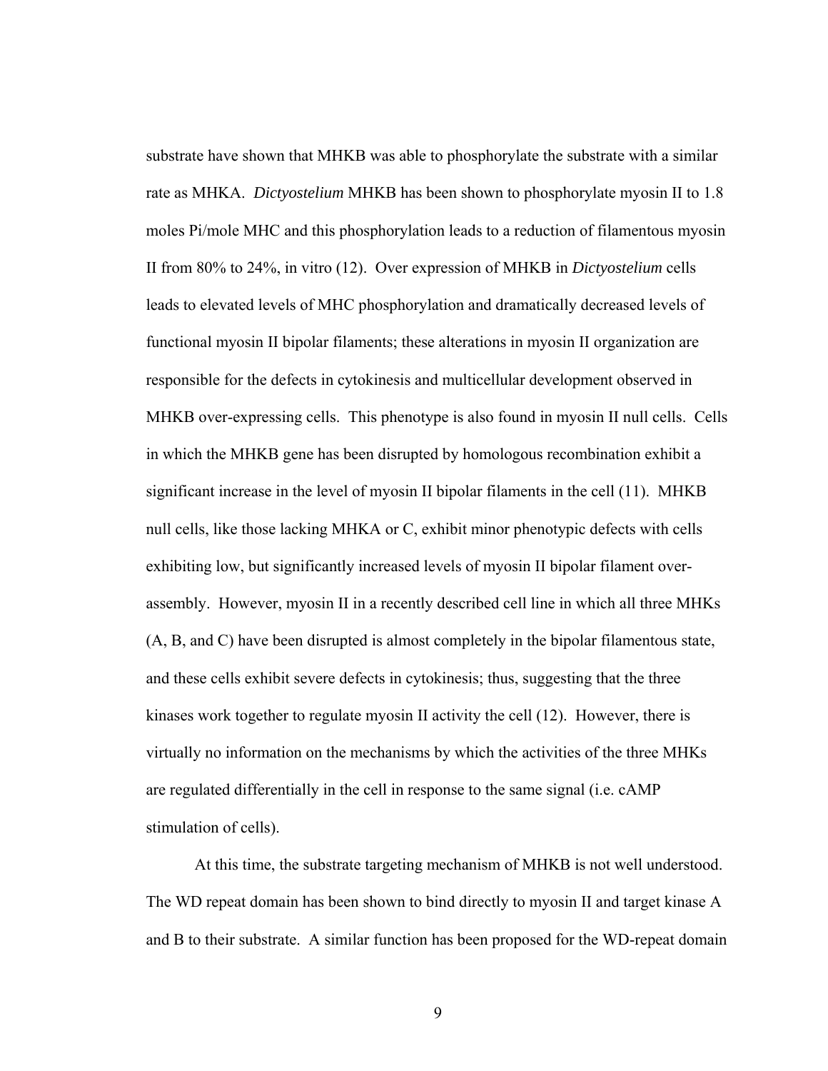substrate have shown that MHKB was able to phosphorylate the substrate with a similar rate as MHKA. *Dictyostelium* MHKB has been shown to phosphorylate myosin II to 1.8 moles Pi/mole MHC and this phosphorylation leads to a reduction of filamentous myosin II from 80% to 24%, in vitro (12). Over expression of MHKB in *Dictyostelium* cells leads to elevated levels of MHC phosphorylation and dramatically decreased levels of functional myosin II bipolar filaments; these alterations in myosin II organization are responsible for the defects in cytokinesis and multicellular development observed in MHKB over-expressing cells. This phenotype is also found in myosin II null cells. Cells in which the MHKB gene has been disrupted by homologous recombination exhibit a significant increase in the level of myosin II bipolar filaments in the cell (11). MHKB null cells, like those lacking MHKA or C, exhibit minor phenotypic defects with cells exhibiting low, but significantly increased levels of myosin II bipolar filament over-assembly. However, myosin II in a recently described cell line in which all three MHKs (A, B, and C) have been disrupted is almost completely in the bipolar filamentous state, and these cells exhibit severe defects in cytokinesis; thus, suggesting that the three kinases work together to regulate myosin II activity the cell (12). However, there is virtually no information on the mechanisms by which the activities of the three MHKs are regulated differentially in the cell in response to the same signal (i.e. cAMP stimulation of cells).

At this time, the substrate targeting mechanism of MHKB is not well understood. The WD repeat domain has been shown to bind directly to myosin II and target kinase A and B to their substrate. A similar function has been proposed for the WD-repeat domain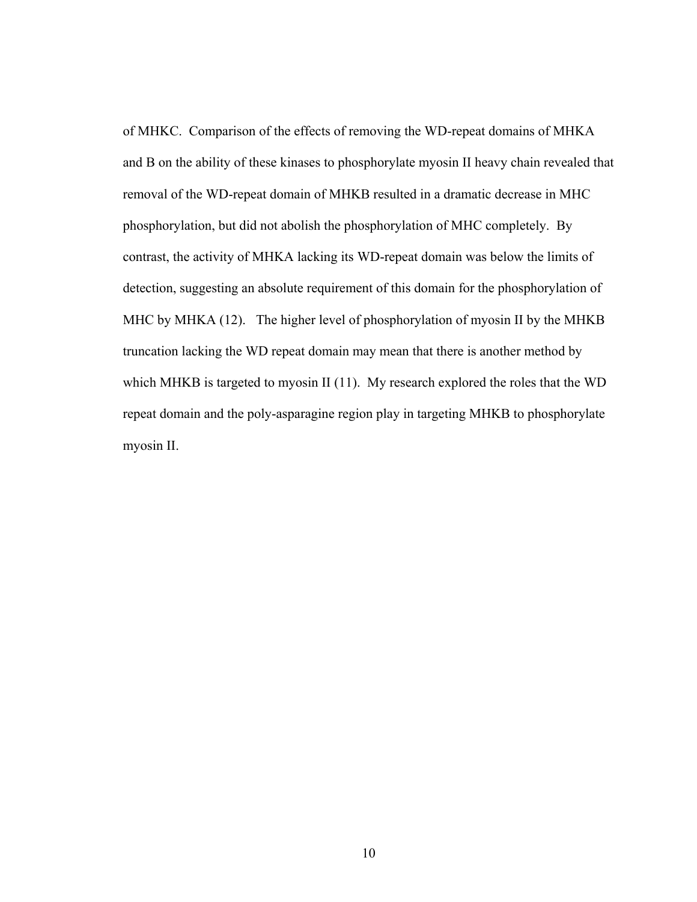of MHKC. Comparison of the effects of removing the WD-repeat domains of MHKA and B on the ability of these kinases to phosphorylate myosin II heavy chain revealed that removal of the WD-repeat domain of MHKB resulted in a dramatic decrease in MHC phosphorylation, but did not abolish the phosphorylation of MHC completely. By contrast, the activity of MHKA lacking its WD-repeat domain was below the limits of detection, suggesting an absolute requirement of this domain for the phosphorylation of MHC by MHKA (12). The higher level of phosphorylation of myosin II by the MHKB truncation lacking the WD repeat domain may mean that there is another method by which MHKB is targeted to myosin II (11). My research explored the roles that the WD repeat domain and the poly-asparagine region play in targeting MHKB to phosphorylate myosin II.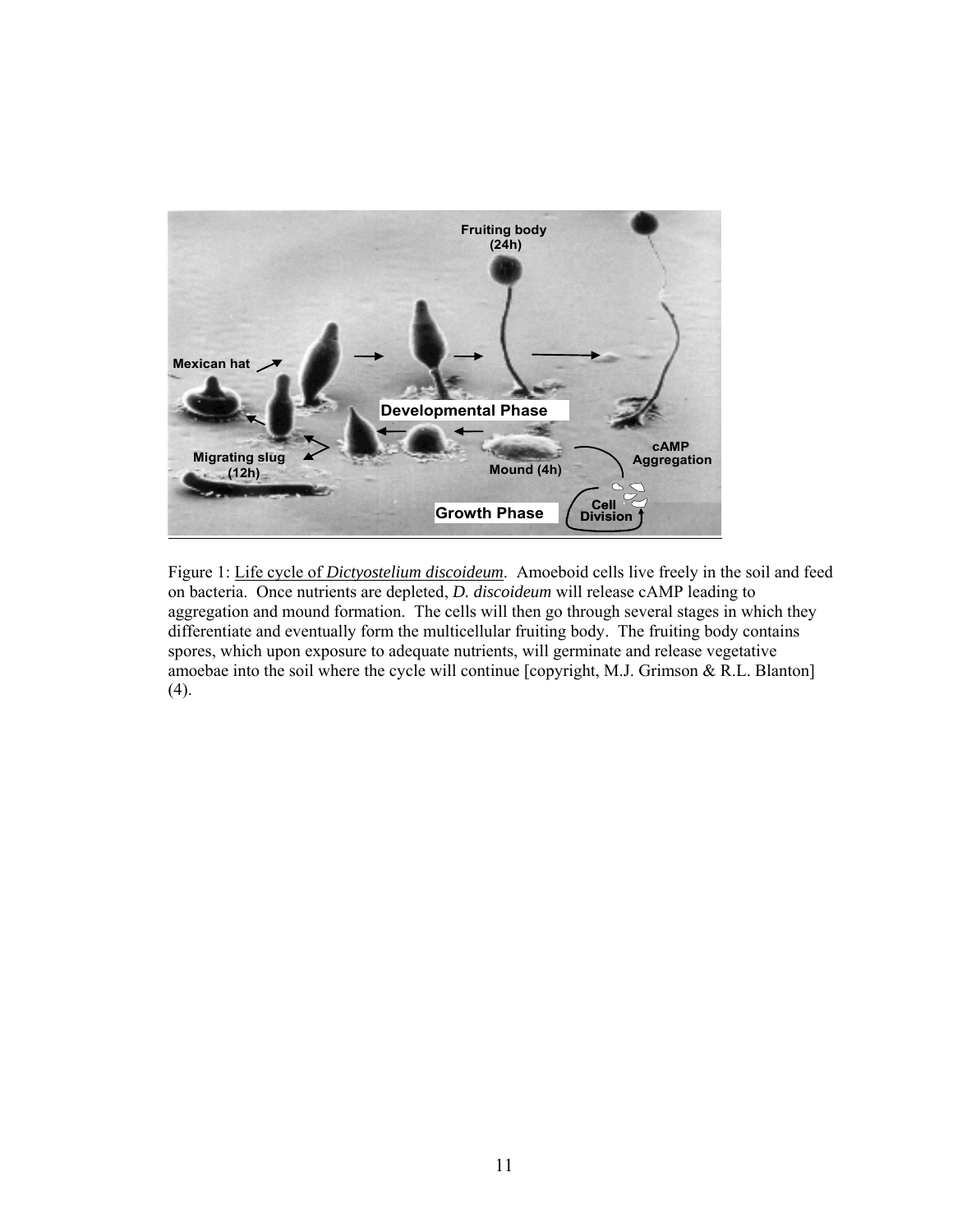Figure 1: Life cycle of *Dictyostelium discoideum*. Amoeboid cells live freely in the soil and feed on bacteria. Once nutrients are depleted, *D. discoideum* will release cAMP leading to aggregation and mound formation. The cells will then go through several stages in which they differentiate and eventually form the multicellular fruiting body. The fruiting body contains spores, which upon exposure to adequate nutrients, will germinate and release vegetative amoebae into the soil where the cycle will continue [copyright, M.J. Grimson & R.L. Blanton] (4).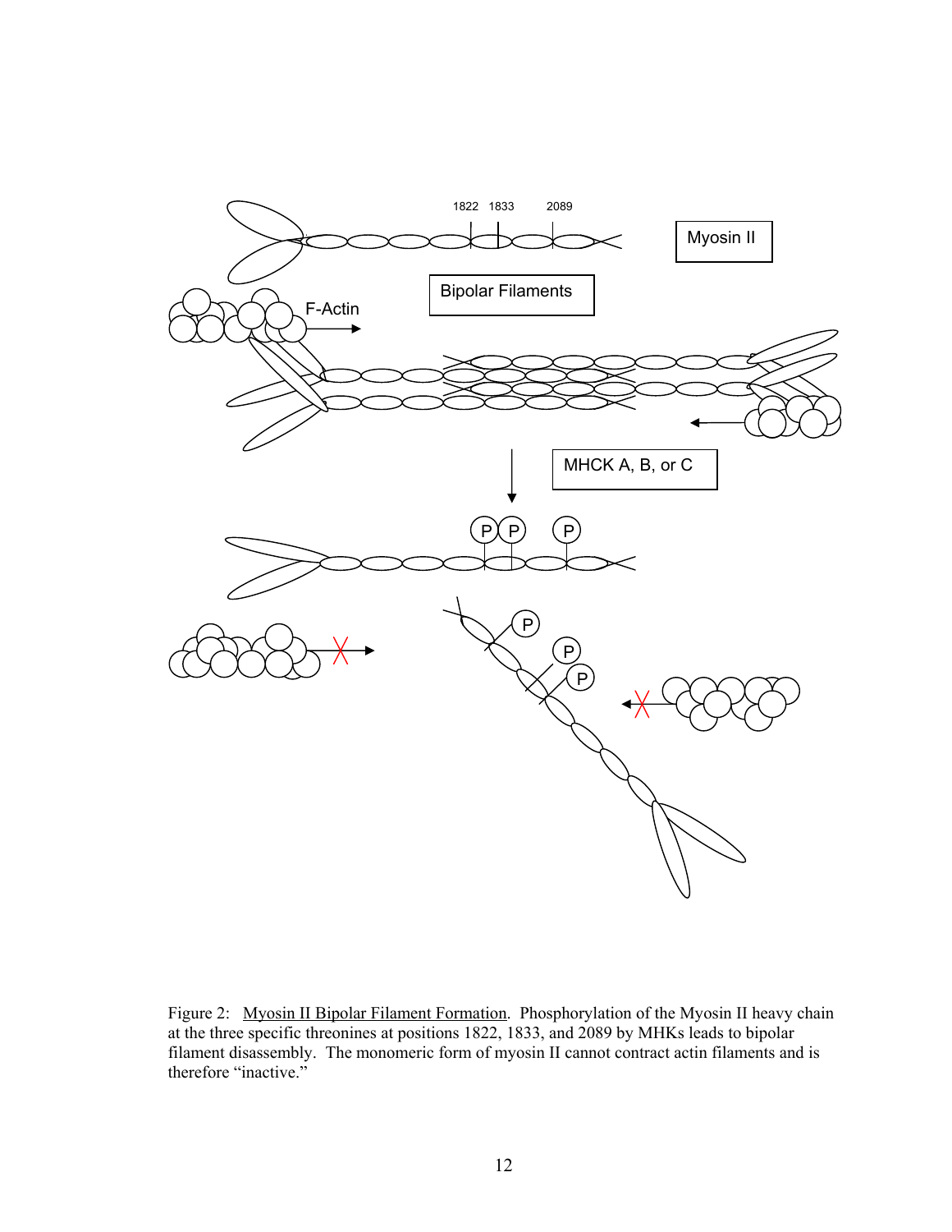Figure 2: Myosin II Bipolar Filament Formation. Phosphorylation of the Myosin II heavy chain at the three specific threonines at positions 1822, 1833, and 2089 by MHKs leads to bipolar filament disassembly. The monomeric form of myosin II cannot contract actin filaments and is therefore "inactive."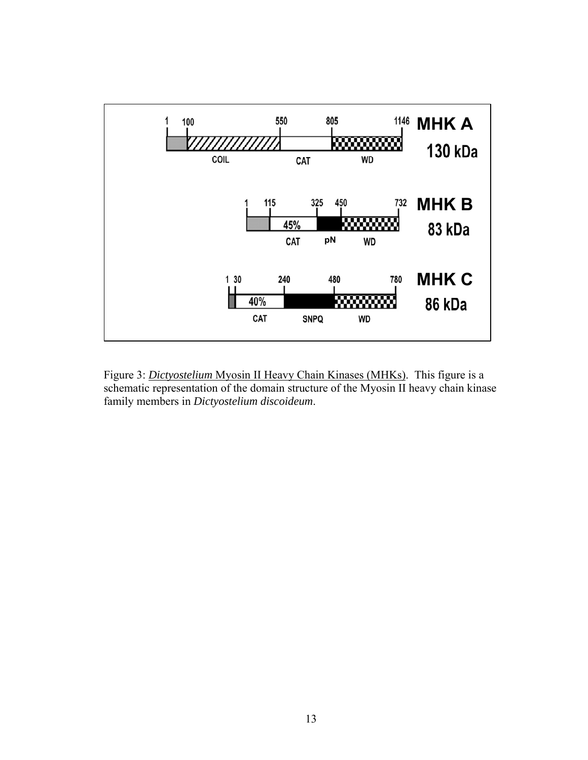Figure 3: *Dictyostelium* Myosin II Heavy Chain Kinases (MHKs). This figure is a schematic representation of the domain structure of the Myosin II heavy chain kinase family members in *Dictyostelium discoideum*.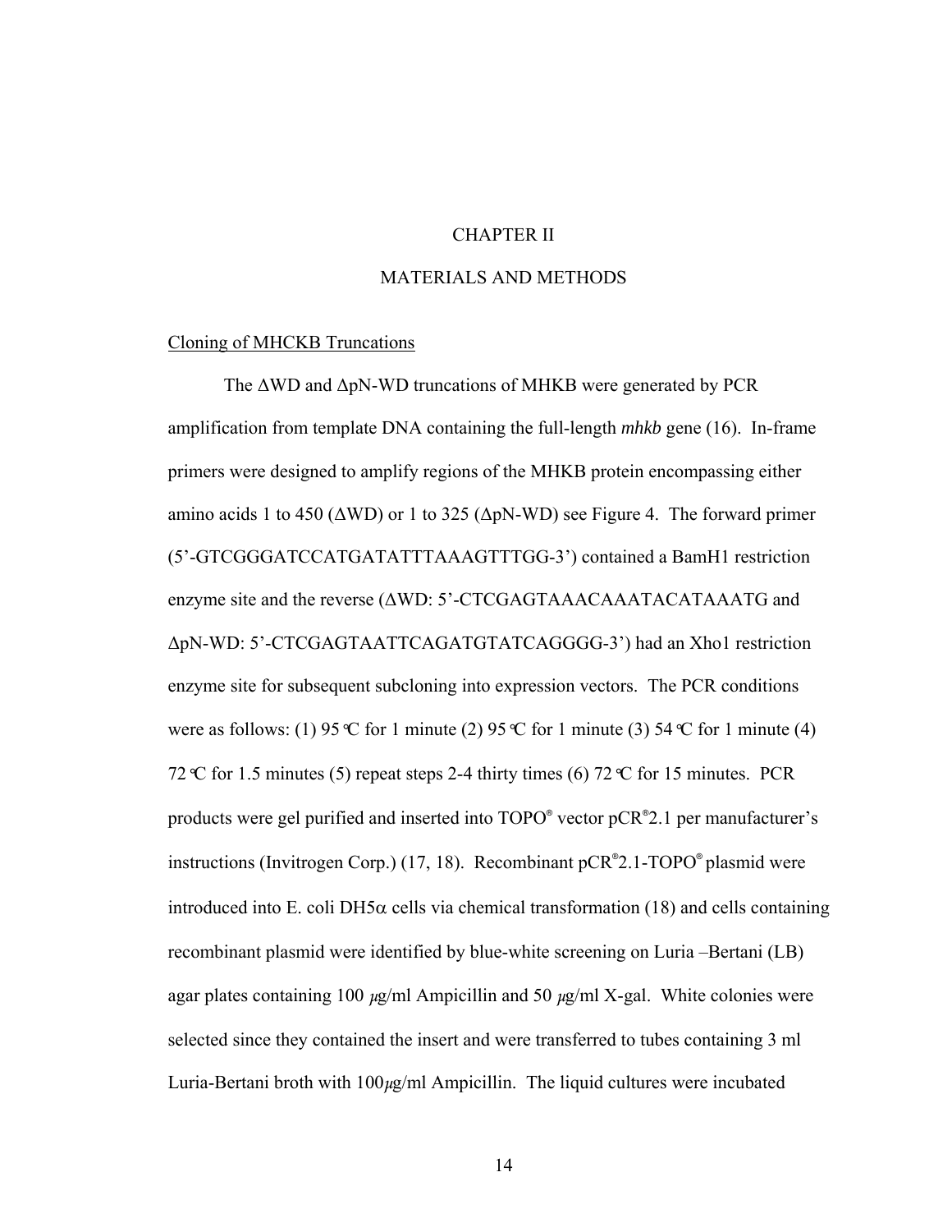# CHAPTER II

# MATERIALS AND METHODS

## Cloning of MHCKB Truncations

The ΔWD and ΔpN-WD truncations of MHKB were generated by PCR amplification from template DNA containing the full-length *mhkb* gene (16). In-frame primers were designed to amplify regions of the MHKB protein encompassing either amino acids 1 to 450 (ΔWD) or 1 to 325 (ΔpN-WD) see Figure 4. The forward primer (5'-GTCGGGATCCATGATATTTAAAGTTTGG-3') contained a BamH1 restriction enzyme site and the reverse (ΔWD: 5'-CTCGAGTAAACAAATACATAAATG and ΔpN-WD: 5'-CTCGAGTAATTCAGATGTATCAGGGG-3') had an Xho1 restriction enzyme site for subsequent subcloning into expression vectors. The PCR conditions were as follows: (1) 95 °C for 1 minute (2) 95 °C for 1 minute (3) 54 °C for 1 minute (4) 72 °C for 1.5 minutes (5) repeat steps 2-4 thirty times (6) 72 °C for 15 minutes. PCR products were gel purified and inserted into TOPO® vector pCR®2.1 per manufacturer's instructions (Invitrogen Corp.) (17, 18). Recombinant pCR®2.1-TOPO® plasmid were introduced into E. coli DH5α cells via chemical transformation (18) and cells containing recombinant plasmid were identified by blue-white screening on Luria –Bertani (LB) agar plates containing 100 μg/ml Ampicillin and 50 μg/ml X-gal. White colonies were selected since they contained the insert and were transferred to tubes containing 3 ml Luria-Bertani broth with 100μg/ml Ampicillin. The liquid cultures were incubated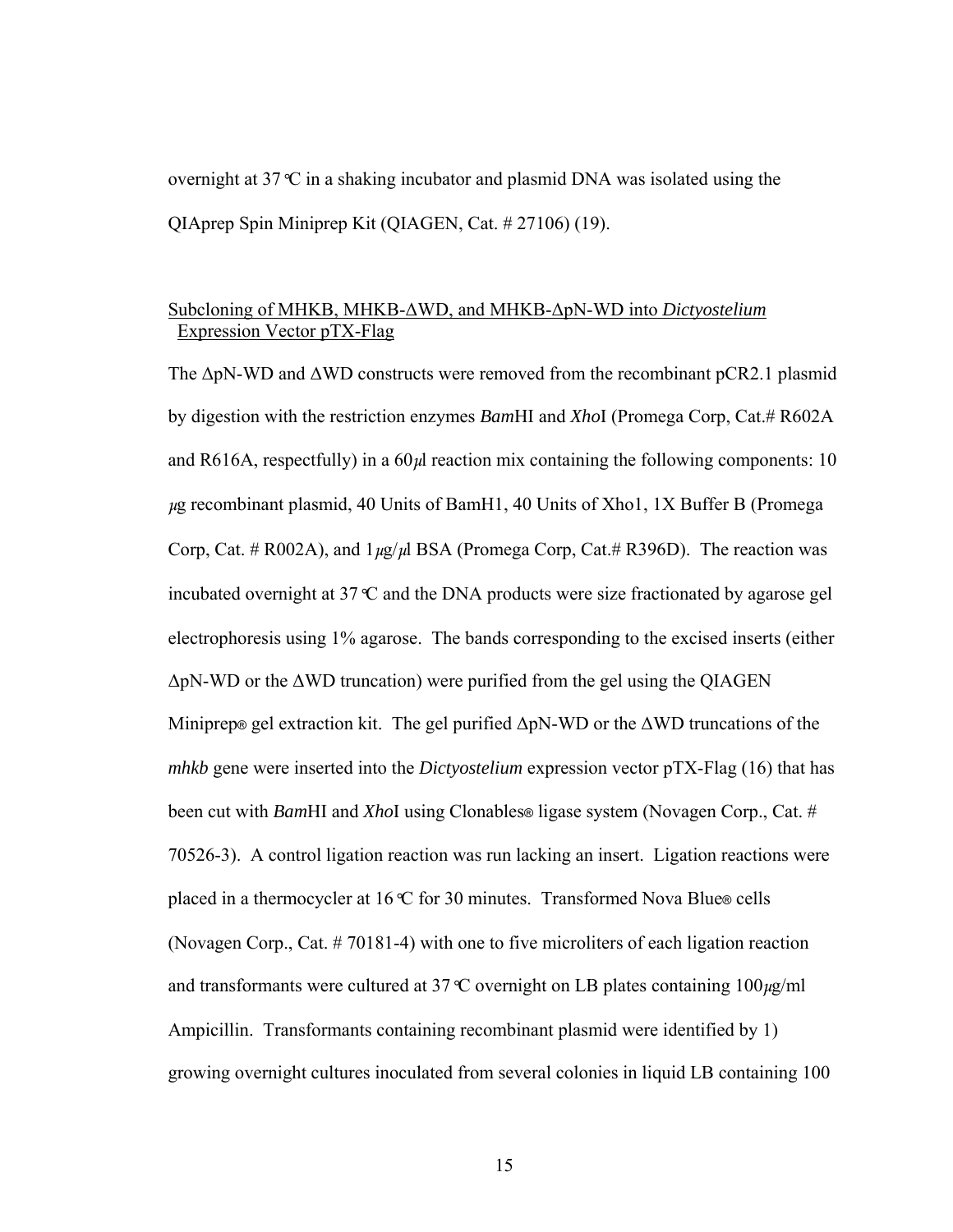overnight at 37°C in a shaking incubator and plasmid DNA was isolated using the QIAprep Spin Miniprep Kit (QIAGEN, Cat. # 27106) (19).

Subcloning of MHKB, MHKB-ΔWD, and MHKB-ΔpN-WD into *Dictyostelium* Expression Vector pTX-Flag

The ΔpN-WD and ΔWD constructs were removed from the recombinant pCR2.1 plasmid by digestion with the restriction enzymes *Bam*HI and *Xho*I (Promega Corp, Cat.# R602A and R616A, respectfully) in a 60μl reaction mix containing the following components: 10 μg recombinant plasmid, 40 Units of BamH1, 40 Units of Xho1, 1X Buffer B (Promega Corp, Cat. # R002A), and 1μg/μl BSA (Promega Corp, Cat.# R396D). The reaction was incubated overnight at 37°C and the DNA products were size fractionated by agarose gel electrophoresis using 1% agarose. The bands corresponding to the excised inserts (either ΔpN-WD or the ΔWD truncation) were purified from the gel using the QIAGEN Miniprep® gel extraction kit. The gel purified ΔpN-WD or the ΔWD truncations of the *mhkb* gene were inserted into the *Dictyostelium* expression vector pTX-Flag (16) that has been cut with *Bam*HI and *Xho*I using Clonables® ligase system (Novagen Corp., Cat. # 70526-3). A control ligation reaction was run lacking an insert. Ligation reactions were placed in a thermocycler at 16°C for 30 minutes. Transformed Nova Blue® cells (Novagen Corp., Cat. # 70181-4) with one to five microliters of each ligation reaction and transformants were cultured at 37°C overnight on LB plates containing 100μg/ml Ampicillin. Transformants containing recombinant plasmid were identified by 1) growing overnight cultures inoculated from several colonies in liquid LB containing 100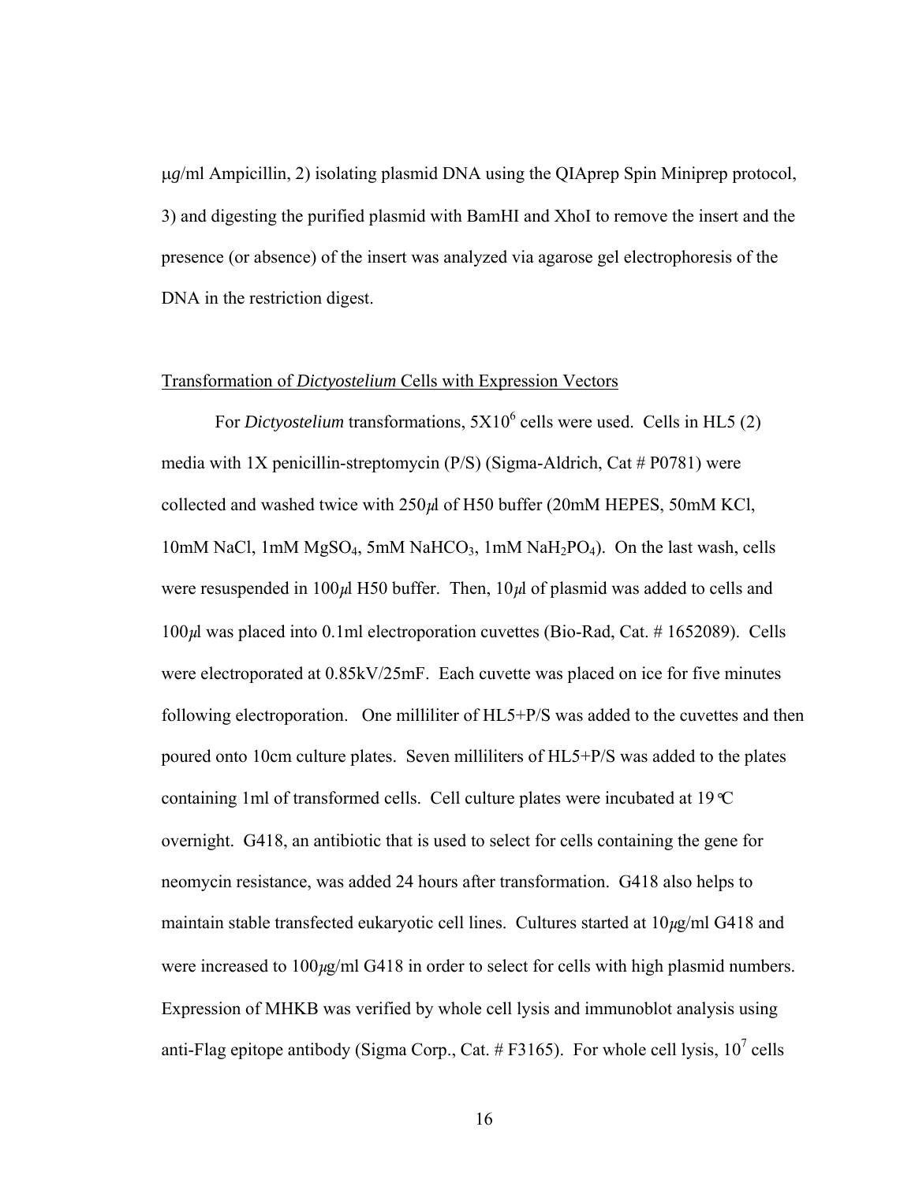μg/ml Ampicillin, 2) isolating plasmid DNA using the QIAprep Spin Miniprep protocol, 3) and digesting the purified plasmid with BamHI and XhoI to remove the insert and the presence (or absence) of the insert was analyzed via agarose gel electrophoresis of the DNA in the restriction digest.

Transformation of *Dictyostelium* Cells with Expression Vectors

For *Dictyostelium* transformations, $5X10^6$ cells were used. Cells in HL5 (2) media with 1X penicillin-streptomycin (P/S) (Sigma-Aldrich, Cat # P0781) were collected and washed twice with 250μl of H50 buffer (20mM HEPES, 50mM KCl, 10mM NaCl, 1mM $MgSO_4$, 5mM $NaHCO_3$, 1mM $NaH_2PO_4$). On the last wash, cells were resuspended in 100μl H50 buffer. Then, 10μl of plasmid was added to cells and 100μl was placed into 0.1ml electroporation cuvettes (Bio-Rad, Cat. # 1652089). Cells were electroporated at 0.85kV/25mF. Each cuvette was placed on ice for five minutes following electroporation. One milliliter of HL5+P/S was added to the cuvettes and then poured onto 10cm culture plates. Seven milliliters of HL5+P/S was added to the plates containing 1ml of transformed cells. Cell culture plates were incubated at 19°C overnight. G418, an antibiotic that is used to select for cells containing the gene for neomycin resistance, was added 24 hours after transformation. G418 also helps to maintain stable transfected eukaryotic cell lines. Cultures started at 10μg/ml G418 and were increased to 100μg/ml G418 in order to select for cells with high plasmid numbers. Expression of MHKB was verified by whole cell lysis and immunoblot analysis using anti-Flag epitope antibody (Sigma Corp., Cat. # F3165). For whole cell lysis, $10^7$ cells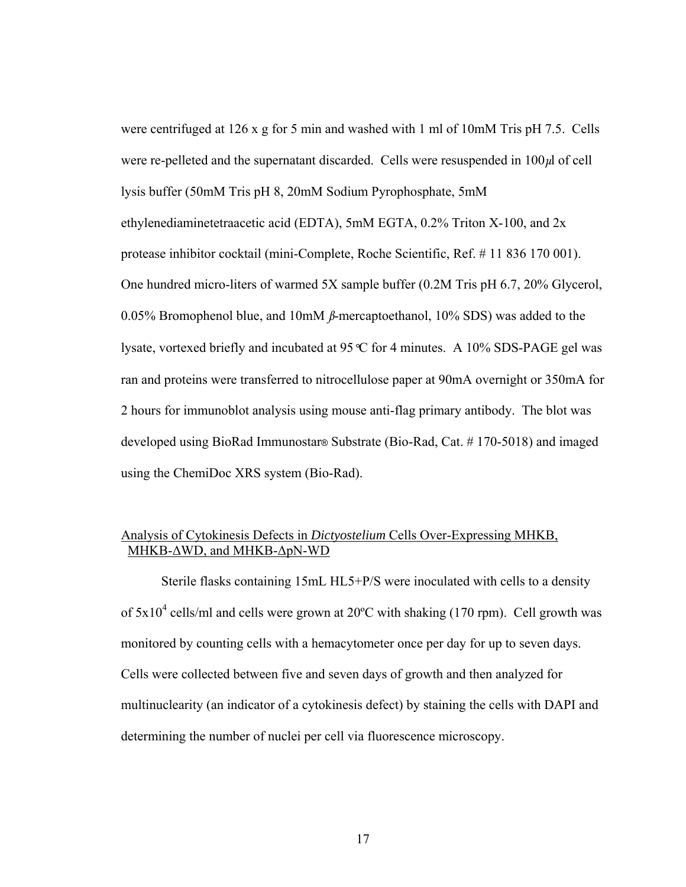were centrifuged at 126 x g for 5 min and washed with 1 ml of 10mM Tris pH 7.5. Cells were re-pelleted and the supernatant discarded. Cells were resuspended in 100$\mu$l of cell lysis buffer (50mM Tris pH 8, 20mM Sodium Pyrophosphate, 5mM ethylenediaminetetraacetic acid (EDTA), 5mM EGTA, 0.2% Triton X-100, and 2x protease inhibitor cocktail (mini-Complete, Roche Scientific, Ref. # 11 836 170 001). One hundred micro-liters of warmed 5X sample buffer (0.2M Tris pH 6.7, 20% Glycerol, 0.05% Bromophenol blue, and 10mM $\beta$-mercaptoethanol, 10% SDS) was added to the lysate, vortexed briefly and incubated at 95°C for 4 minutes. A 10% SDS-PAGE gel was ran and proteins were transferred to nitrocellulose paper at 90mA overnight or 350mA for 2 hours for immunoblot analysis using mouse anti-flag primary antibody. The blot was developed using BioRad Immunostar® Substrate (Bio-Rad, Cat. # 170-5018) and imaged using the ChemiDoc XRS system (Bio-Rad).

## Analysis of Cytokinesis Defects in *Dictyostelium* Cells Over-Expressing MHKB, MHKB-ΔWD, and MHKB-ΔpN-WD

Sterile flasks containing 15mL HL5+P/S were inoculated with cells to a density of $5 \times 10^4$ cells/ml and cells were grown at 20ºC with shaking (170 rpm). Cell growth was monitored by counting cells with a hemacytometer once per day for up to seven days. Cells were collected between five and seven days of growth and then analyzed for multinuclearity (an indicator of a cytokinesis defect) by staining the cells with DAPI and determining the number of nuclei per cell via fluorescence microscopy.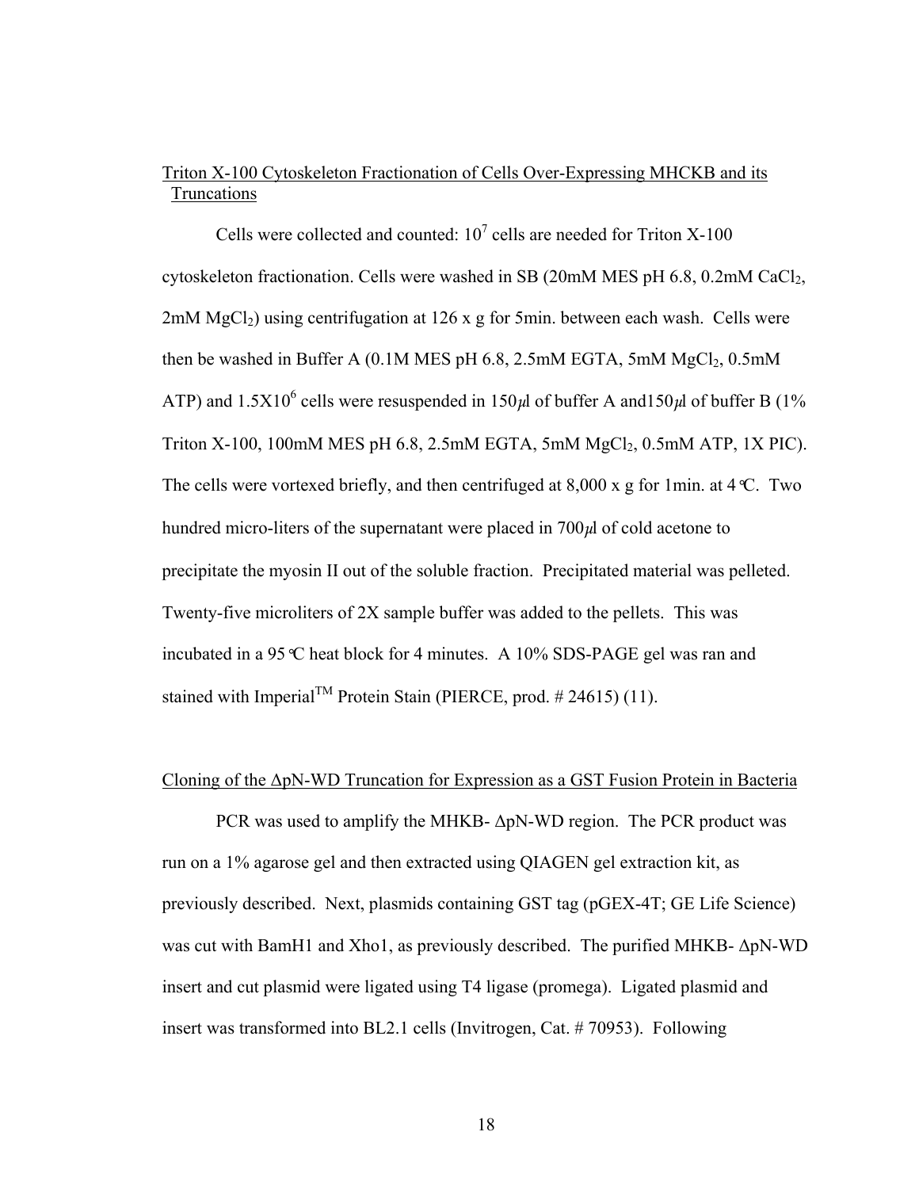## Triton X-100 Cytoskeleton Fractionation of Cells Over-Expressing MHCKB and its Truncations

Cells were collected and counted: $10^7$ cells are needed for Triton X-100 cytoskeleton fractionation. Cells were washed in SB (20mM MES pH 6.8, 0.2mM $CaCl_2$, 2mM $MgCl_2$) using centrifugation at 126 x g for 5min. between each wash. Cells were then be washed in Buffer A (0.1M MES pH 6.8, 2.5mM EGTA, 5mM $MgCl_2$, 0.5mM ATP) and $1.5X10^6$ cells were resuspended in 150$\mu$l of buffer A and150$\mu$l of buffer B (1% Triton X-100, 100mM MES pH 6.8, 2.5mM EGTA, 5mM $MgCl_2$, 0.5mM ATP, 1X PIC). The cells were vortexed briefly, and then centrifuged at 8,000 x g for 1min. at 4°C. Two hundred micro-liters of the supernatant were placed in 700$\mu$l of cold acetone to precipitate the myosin II out of the soluble fraction. Precipitated material was pelleted. Twenty-five microliters of 2X sample buffer was added to the pellets. This was incubated in a 95°C heat block for 4 minutes. A 10% SDS-PAGE gel was ran and stained with Imperial™ Protein Stain (PIERCE, prod. # 24615) (11).

## Cloning of the ΔpN-WD Truncation for Expression as a GST Fusion Protein in Bacteria

PCR was used to amplify the MHKB- ΔpN-WD region. The PCR product was run on a 1% agarose gel and then extracted using QIAGEN gel extraction kit, as previously described. Next, plasmids containing GST tag (pGEX-4T; GE Life Science) was cut with BamH1 and Xho1, as previously described. The purified MHKB- ΔpN-WD insert and cut plasmid were ligated using T4 ligase (promega). Ligated plasmid and insert was transformed into BL2.1 cells (Invitrogen, Cat. # 70953). Following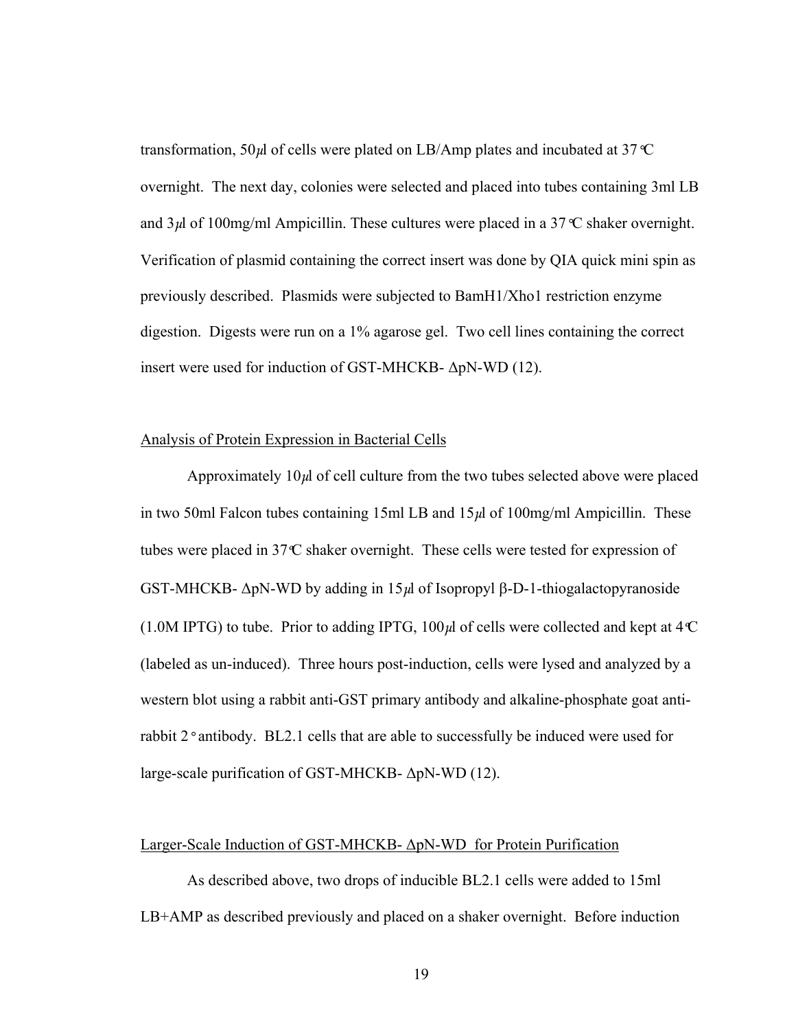transformation, 50μl of cells were plated on LB/Amp plates and incubated at 37°C overnight. The next day, colonies were selected and placed into tubes containing 3ml LB and 3μl of 100mg/ml Ampicillin. These cultures were placed in a 37°C shaker overnight. Verification of plasmid containing the correct insert was done by QIA quick mini spin as previously described. Plasmids were subjected to BamH1/Xho1 restriction enzyme digestion. Digests were run on a 1% agarose gel. Two cell lines containing the correct insert were used for induction of GST-MHCKB- ΔpN-WD (12).

## Analysis of Protein Expression in Bacterial Cells

Approximately 10μl of cell culture from the two tubes selected above were placed in two 50ml Falcon tubes containing 15ml LB and 15μl of 100mg/ml Ampicillin. These tubes were placed in 37°C shaker overnight. These cells were tested for expression of GST-MHCKB- ΔpN-WD by adding in 15μl of Isopropyl β-D-1-thiogalactopyranoside (1.0M IPTG) to tube. Prior to adding IPTG, 100μl of cells were collected and kept at 4°C (labeled as un-induced). Three hours post-induction, cells were lysed and analyzed by a western blot using a rabbit anti-GST primary antibody and alkaline-phosphate goat anti-rabbit 2° antibody. BL2.1 cells that are able to successfully be induced were used for large-scale purification of GST-MHCKB- ΔpN-WD (12).

## Larger-Scale Induction of GST-MHCKB- ΔpN-WD for Protein Purification

As described above, two drops of inducible BL2.1 cells were added to 15ml LB+AMP as described previously and placed on a shaker overnight. Before induction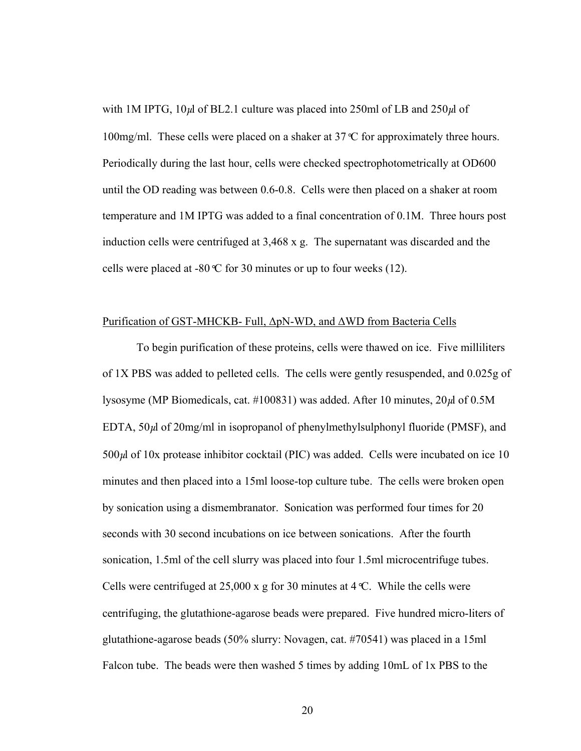with 1M IPTG, 10μl of BL2.1 culture was placed into 250ml of LB and 250μl of 100mg/ml. These cells were placed on a shaker at 37°C for approximately three hours. Periodically during the last hour, cells were checked spectrophotometrically at OD600 until the OD reading was between 0.6-0.8. Cells were then placed on a shaker at room temperature and 1M IPTG was added to a final concentration of 0.1M. Three hours post induction cells were centrifuged at 3,468 x g. The supernatant was discarded and the cells were placed at -80°C for 30 minutes or up to four weeks (12).

<u>Purification of GST-MHCKB- Full, ΔpN-WD, and ΔWD from Bacteria Cells</u>

To begin purification of these proteins, cells were thawed on ice. Five milliliters of 1X PBS was added to pelleted cells. The cells were gently resuspended, and 0.025g of lysosyme (MP Biomedicals, cat. #100831) was added. After 10 minutes, 20μl of 0.5M EDTA, 50μl of 20mg/ml in isopropanol of phenylmethylsulphonyl fluoride (PMSF), and 500μl of 10x protease inhibitor cocktail (PIC) was added. Cells were incubated on ice 10 minutes and then placed into a 15ml loose-top culture tube. The cells were broken open by sonication using a dismembranator. Sonication was performed four times for 20 seconds with 30 second incubations on ice between sonications. After the fourth sonication, 1.5ml of the cell slurry was placed into four 1.5ml microcentrifuge tubes. Cells were centrifuged at 25,000 x g for 30 minutes at 4°C. While the cells were centrifuging, the glutathione-agarose beads were prepared. Five hundred micro-liters of glutathione-agarose beads (50% slurry: Novagen, cat. #70541) was placed in a 15ml Falcon tube. The beads were then washed 5 times by adding 10mL of 1x PBS to the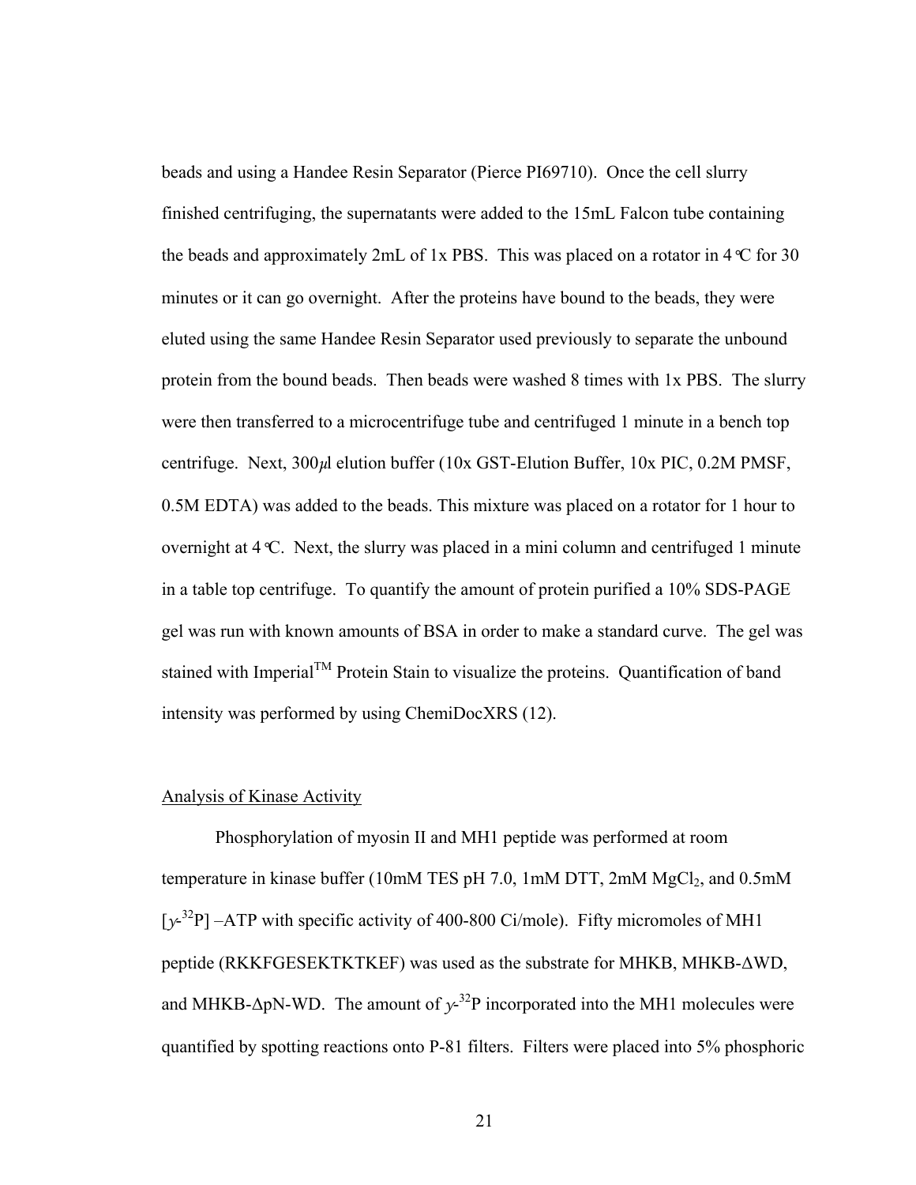beads and using a Handee Resin Separator (Pierce PI69710). Once the cell slurry finished centrifuging, the supernatants were added to the 15mL Falcon tube containing the beads and approximately 2mL of 1x PBS. This was placed on a rotator in 4°C for 30 minutes or it can go overnight. After the proteins have bound to the beads, they were eluted using the same Handee Resin Separator used previously to separate the unbound protein from the bound beads. Then beads were washed 8 times with 1x PBS. The slurry were then transferred to a microcentrifuge tube and centrifuged 1 minute in a bench top centrifuge. Next, 300$\mu$l elution buffer (10x GST-Elution Buffer, 10x PIC, 0.2M PMSF, 0.5M EDTA) was added to the beads. This mixture was placed on a rotator for 1 hour to overnight at 4°C. Next, the slurry was placed in a mini column and centrifuged 1 minute in a table top centrifuge. To quantify the amount of protein purified a 10% SDS-PAGE gel was run with known amounts of BSA in order to make a standard curve. The gel was stained with Imperial™ Protein Stain to visualize the proteins. Quantification of band intensity was performed by using ChemiDocXRS (12).

## Analysis of Kinase Activity

Phosphorylation of myosin II and MH1 peptide was performed at room temperature in kinase buffer (10mM TES pH 7.0, 1mM DTT, 2mM $MgCl_2$, and 0.5mM [$\gamma$-$^{32}$P] –ATP with specific activity of 400-800 Ci/mole). Fifty micromoles of MH1 peptide (RKKFGESEKTKTKEF) was used as the substrate for MHKB, MHKB-$\Delta$WD, and MHKB-$\Delta$pN-WD. The amount of $\gamma$-$^{32}$P incorporated into the MH1 molecules were quantified by spotting reactions onto P-81 filters. Filters were placed into 5% phosphoric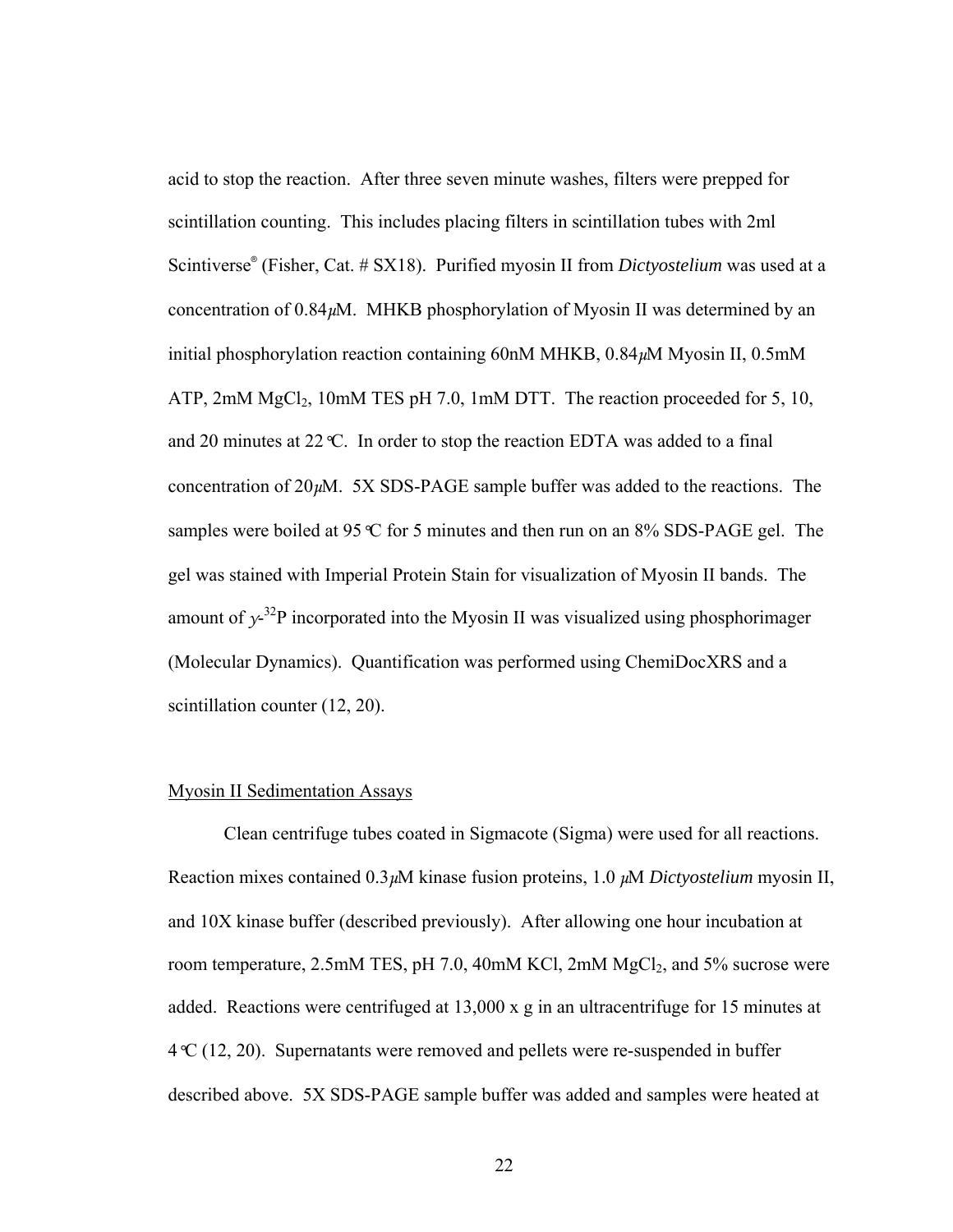acid to stop the reaction. After three seven minute washes, filters were prepped for scintillation counting. This includes placing filters in scintillation tubes with 2ml Scintiverse® (Fisher, Cat. # SX18). Purified myosin II from *Dictyostelium* was used at a concentration of 0.84$\mu$M. MHKB phosphorylation of Myosin II was determined by an initial phosphorylation reaction containing 60nM MHKB, 0.84$\mu$M Myosin II, 0.5mM ATP, 2mM $MgCl_2$, 10mM TES pH 7.0, 1mM DTT. The reaction proceeded for 5, 10, and 20 minutes at 22°C. In order to stop the reaction EDTA was added to a final concentration of 20$\mu$M. 5X SDS-PAGE sample buffer was added to the reactions. The samples were boiled at 95°C for 5 minutes and then run on an 8% SDS-PAGE gel. The gel was stained with Imperial Protein Stain for visualization of Myosin II bands. The amount of $\gamma$-$^{32}$P incorporated into the Myosin II was visualized using phosphorimager (Molecular Dynamics). Quantification was performed using ChemiDocXRS and a scintillation counter (12, 20).

<u>Myosin II Sedimentation Assays</u>

Clean centrifuge tubes coated in Sigmacote (Sigma) were used for all reactions. Reaction mixes contained 0.3$\mu$M kinase fusion proteins, 1.0 $\mu$M *Dictyostelium* myosin II, and 10X kinase buffer (described previously). After allowing one hour incubation at room temperature, 2.5mM TES, pH 7.0, 40mM KCl, 2mM $MgCl_2$, and 5% sucrose were added. Reactions were centrifuged at 13,000 x g in an ultracentrifuge for 15 minutes at 4°C (12, 20). Supernatants were removed and pellets were re-suspended in buffer described above. 5X SDS-PAGE sample buffer was added and samples were heated at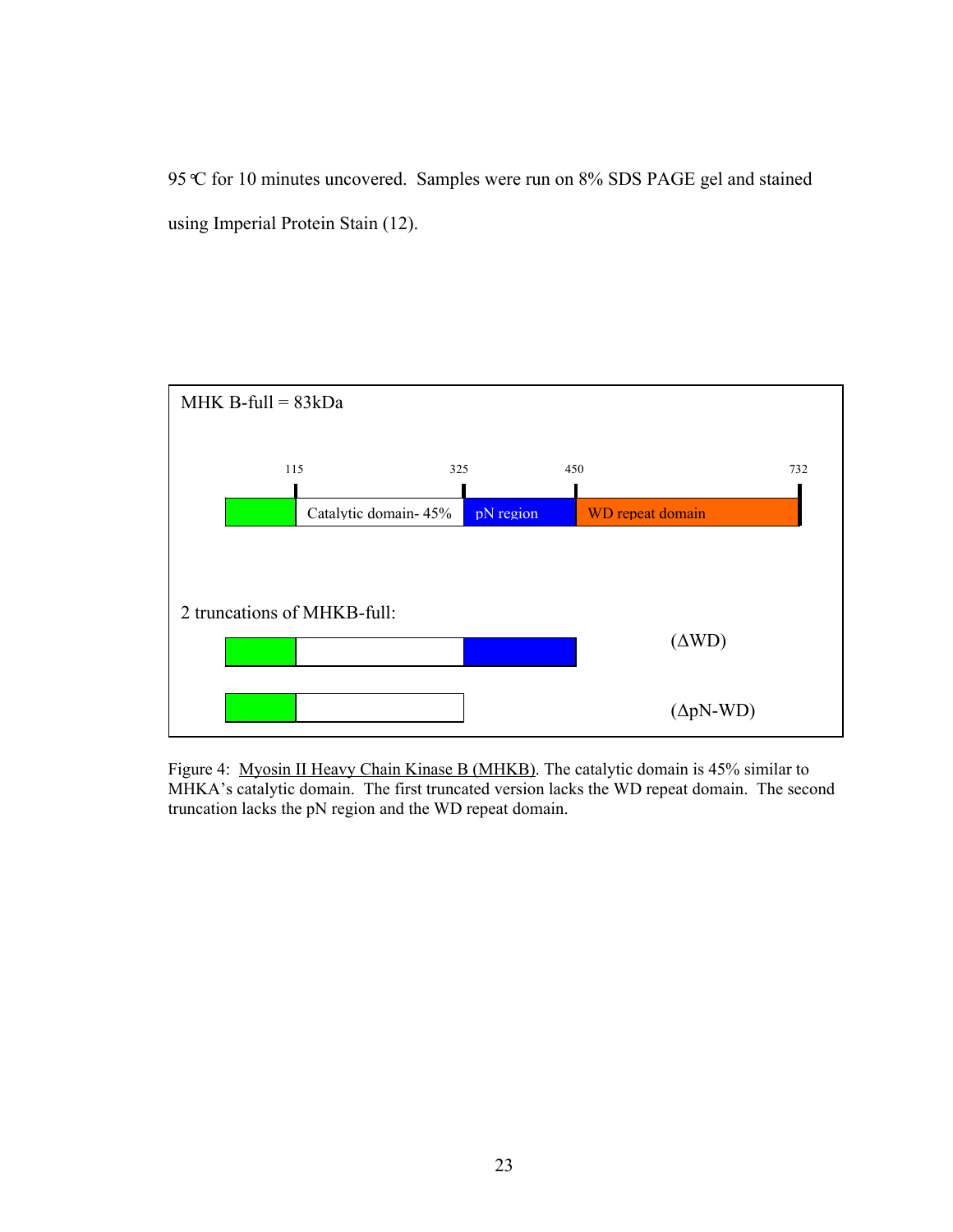95 °C for 10 minutes uncovered.  Samples were run on 8% SDS PAGE gel and stained using Imperial Protein Stain (12).

MHK B-full = 83kDa

115 325 450 732

Catalytic domain- 45% | pN region | WD repeat domain

2 truncations of MHKB-full:

(ΔWD)

(ΔpN-WD)

Figure 4: Myosin II Heavy Chain Kinase B (MHKB). The catalytic domain is 45% similar to MHKA's catalytic domain. The first truncated version lacks the WD repeat domain. The second truncation lacks the pN region and the WD repeat domain.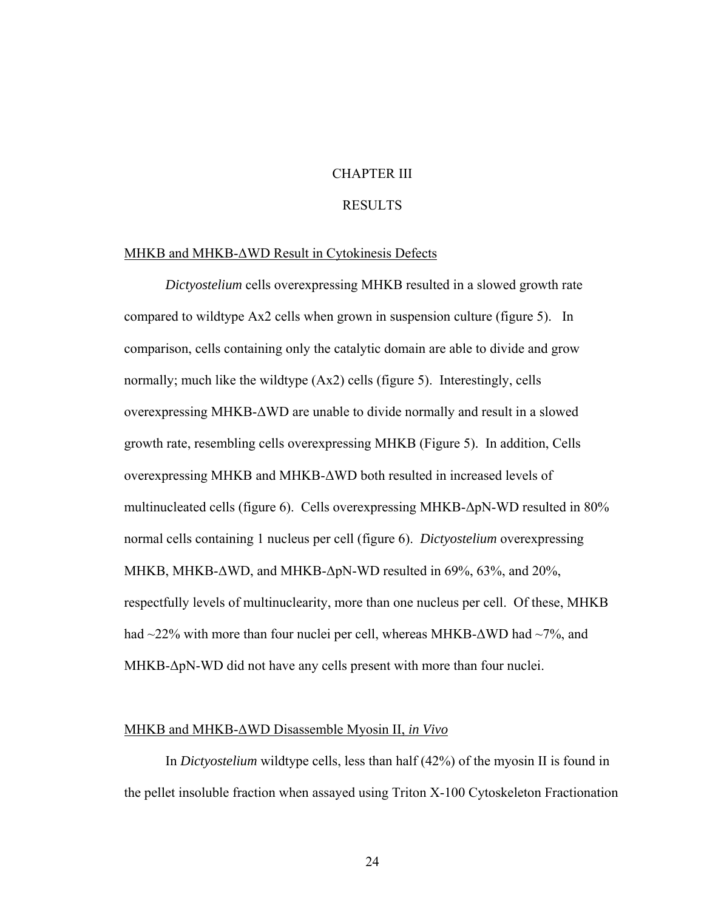# CHAPTER III

# RESULTS

## MHKB and MHKB-ΔWD Result in Cytokinesis Defects

*Dictyostelium* cells overexpressing MHKB resulted in a slowed growth rate compared to wildtype Ax2 cells when grown in suspension culture (figure 5). In comparison, cells containing only the catalytic domain are able to divide and grow normally; much like the wildtype (Ax2) cells (figure 5). Interestingly, cells overexpressing MHKB-ΔWD are unable to divide normally and result in a slowed growth rate, resembling cells overexpressing MHKB (Figure 5). In addition, Cells overexpressing MHKB and MHKB-ΔWD both resulted in increased levels of multinucleated cells (figure 6). Cells overexpressing MHKB-ΔpN-WD resulted in 80% normal cells containing 1 nucleus per cell (figure 6). *Dictyostelium* overexpressing MHKB, MHKB-ΔWD, and MHKB-ΔpN-WD resulted in 69%, 63%, and 20%, respectfully levels of multinuclearity, more than one nucleus per cell. Of these, MHKB had ~22% with more than four nuclei per cell, whereas MHKB-ΔWD had ~7%, and MHKB-ΔpN-WD did not have any cells present with more than four nuclei.

## MHKB and MHKB-ΔWD Disassemble Myosin II, *in Vivo*

In *Dictyostelium* wildtype cells, less than half (42%) of the myosin II is found in the pellet insoluble fraction when assayed using Triton X-100 Cytoskeleton Fractionation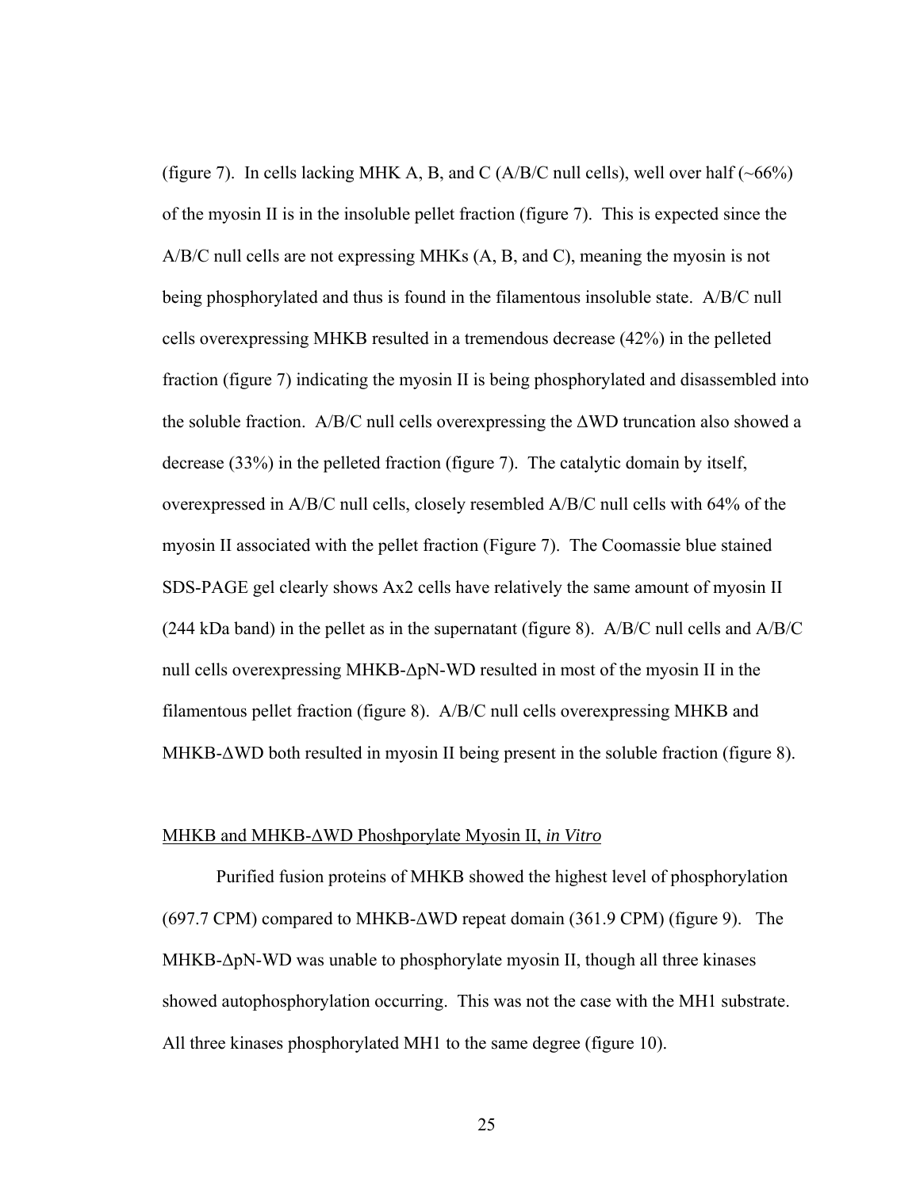(figure 7). In cells lacking MHK A, B, and C (A/B/C null cells), well over half (~66%) of the myosin II is in the insoluble pellet fraction (figure 7). This is expected since the A/B/C null cells are not expressing MHKs (A, B, and C), meaning the myosin is not being phosphorylated and thus is found in the filamentous insoluble state. A/B/C null cells overexpressing MHKB resulted in a tremendous decrease (42%) in the pelleted fraction (figure 7) indicating the myosin II is being phosphorylated and disassembled into the soluble fraction. A/B/C null cells overexpressing the ΔWD truncation also showed a decrease (33%) in the pelleted fraction (figure 7). The catalytic domain by itself, overexpressed in A/B/C null cells, closely resembled A/B/C null cells with 64% of the myosin II associated with the pellet fraction (Figure 7). The Coomassie blue stained SDS-PAGE gel clearly shows Ax2 cells have relatively the same amount of myosin II (244 kDa band) in the pellet as in the supernatant (figure 8). A/B/C null cells and A/B/C null cells overexpressing MHKB-ΔpN-WD resulted in most of the myosin II in the filamentous pellet fraction (figure 8). A/B/C null cells overexpressing MHKB and MHKB-ΔWD both resulted in myosin II being present in the soluble fraction (figure 8).

## MHKB and MHKB-ΔWD Phoshporylate Myosin II, *in Vitro*

Purified fusion proteins of MHKB showed the highest level of phosphorylation (697.7 CPM) compared to MHKB-ΔWD repeat domain (361.9 CPM) (figure 9). The MHKB-ΔpN-WD was unable to phosphorylate myosin II, though all three kinases showed autophosphorylation occurring. This was not the case with the MH1 substrate. All three kinases phosphorylated MH1 to the same degree (figure 10).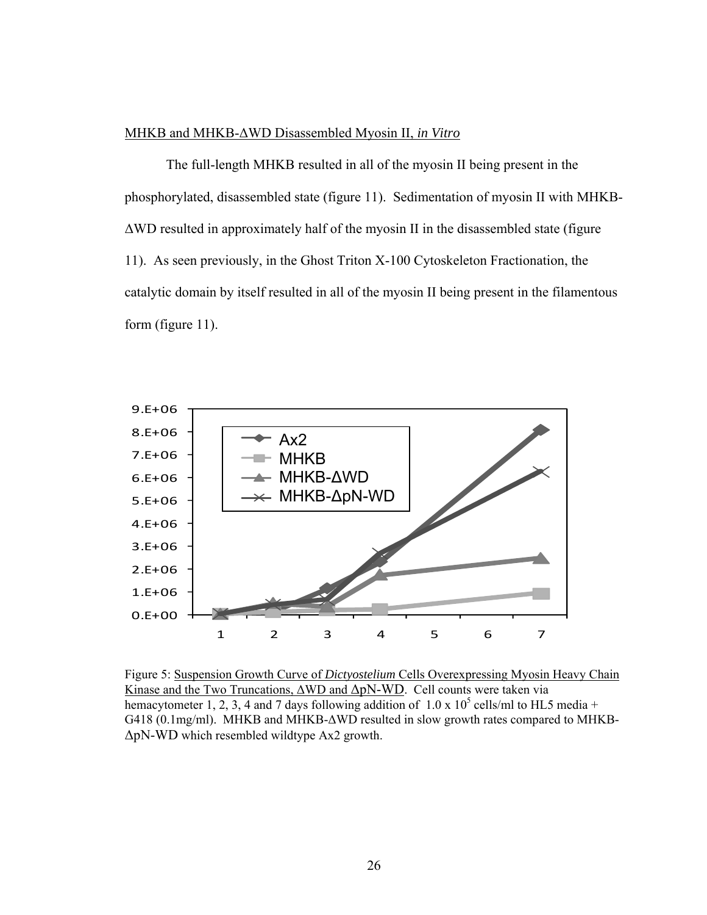MHKB and MHKB-ΔWD Disassembled Myosin II, *in Vitro*

The full-length MHKB resulted in all of the myosin II being present in the phosphorylated, disassembled state (figure 11). Sedimentation of myosin II with MHKB-ΔWD resulted in approximately half of the myosin II in the disassembled state (figure 11). As seen previously, in the Ghost Triton X-100 Cytoskeleton Fractionation, the catalytic domain by itself resulted in all of the myosin II being present in the filamentous form (figure 11).

Figure 5: Suspension Growth Curve of *Dictyostelium* Cells Overexpressing Myosin Heavy Chain Kinase and the Two Truncations, ΔWD and ΔpN-WD. Cell counts were taken via hemacytometer 1, 2, 3, 4 and 7 days following addition of $1.0 \times 10^5$ cells/ml to HL5 media + G418 (0.1mg/ml). MHKB and MHKB-ΔWD resulted in slow growth rates compared to MHKB-ΔpN-WD which resembled wildtype Ax2 growth.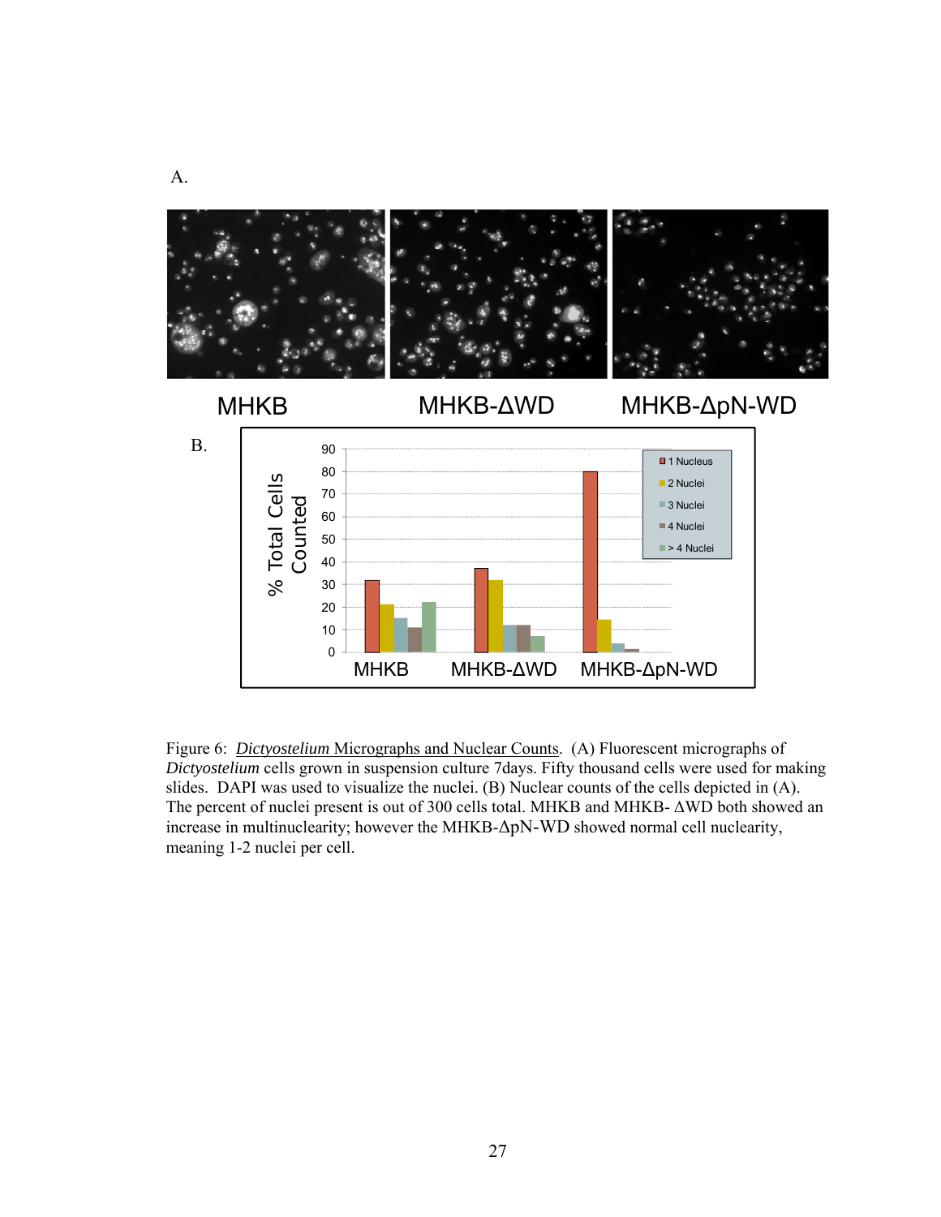A.

MHKB MHKB-ΔWD MHKB-ΔpN-WD

B.

Figure 6: *Dictyostelium* Micrographs and Nuclear Counts. (A) Fluorescent micrographs of *Dictyostelium* cells grown in suspension culture 7days. Fifty thousand cells were used for making slides. DAPI was used to visualize the nuclei. (B) Nuclear counts of the cells depicted in (A). The percent of nuclei present is out of 300 cells total. MHKB and MHKB- ΔWD both showed an increase in multinuclearity; however the MHKB-ΔpN-WD showed normal cell nuclearity, meaning 1-2 nuclei per cell.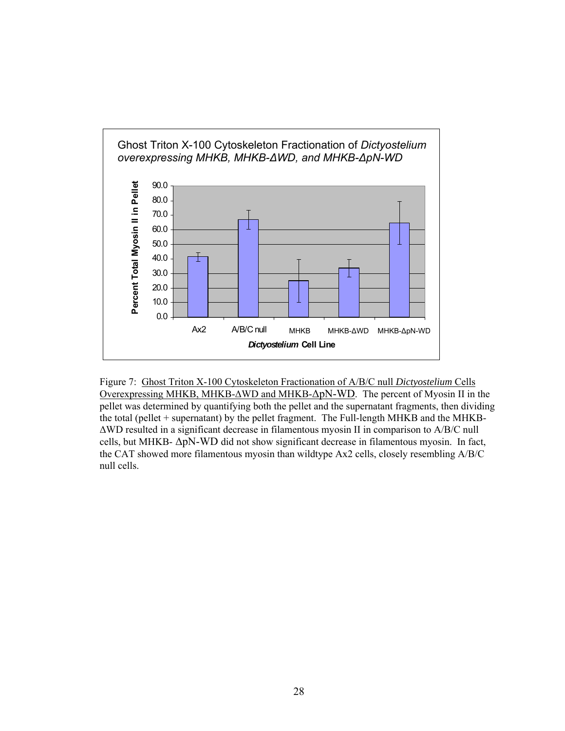Figure 7: Ghost Triton X-100 Cytoskeleton Fractionation of A/B/C null *Dictyostelium* Cells Overexpressing MHKB, MHKB-ΔWD and MHKB-ΔpN-WD. The percent of Myosin II in the pellet was determined by quantifying both the pellet and the supernatant fragments, then dividing the total (pellet + supernatant) by the pellet fragment. The Full-length MHKB and the MHKB-ΔWD resulted in a significant decrease in filamentous myosin II in comparison to A/B/C null cells, but MHKB- ΔpN-WD did not show significant decrease in filamentous myosin. In fact, the CAT showed more filamentous myosin than wildtype Ax2 cells, closely resembling A/B/C null cells.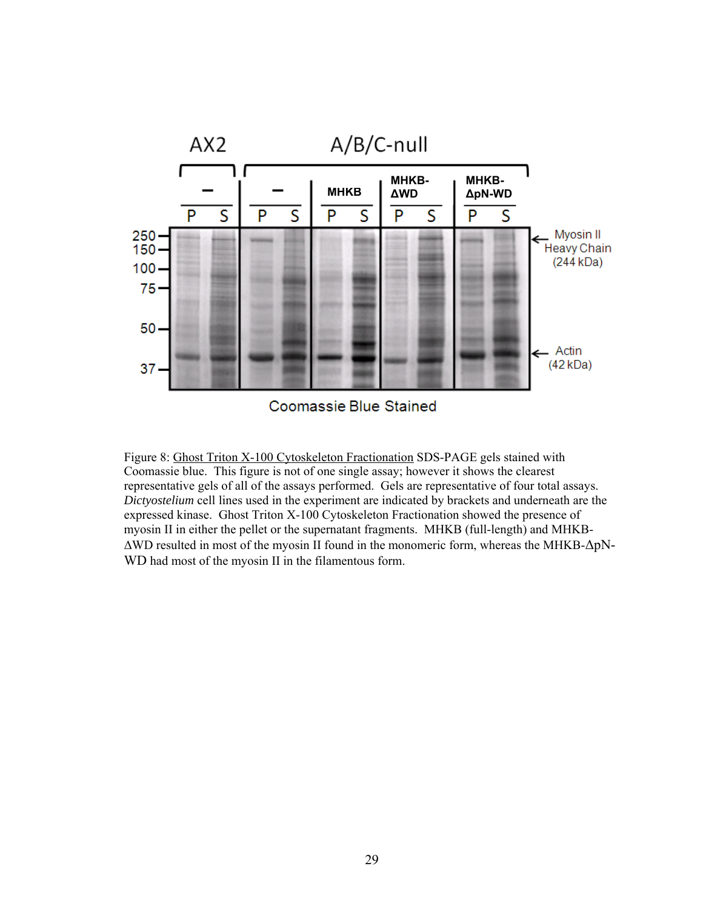Figure 8: Ghost Triton X-100 Cytoskeleton Fractionation SDS-PAGE gels stained with Coomassie blue. This figure is not of one single assay; however it shows the clearest representative gels of all of the assays performed. Gels are representative of four total assays. *Dictyostelium* cell lines used in the experiment are indicated by brackets and underneath are the expressed kinase. Ghost Triton X-100 Cytoskeleton Fractionation showed the presence of myosin II in either the pellet or the supernatant fragments. MHKB (full-length) and MHKB-ΔWD resulted in most of the myosin II found in the monomeric form, whereas the MHKB-ΔpN-WD had most of the myosin II in the filamentous form.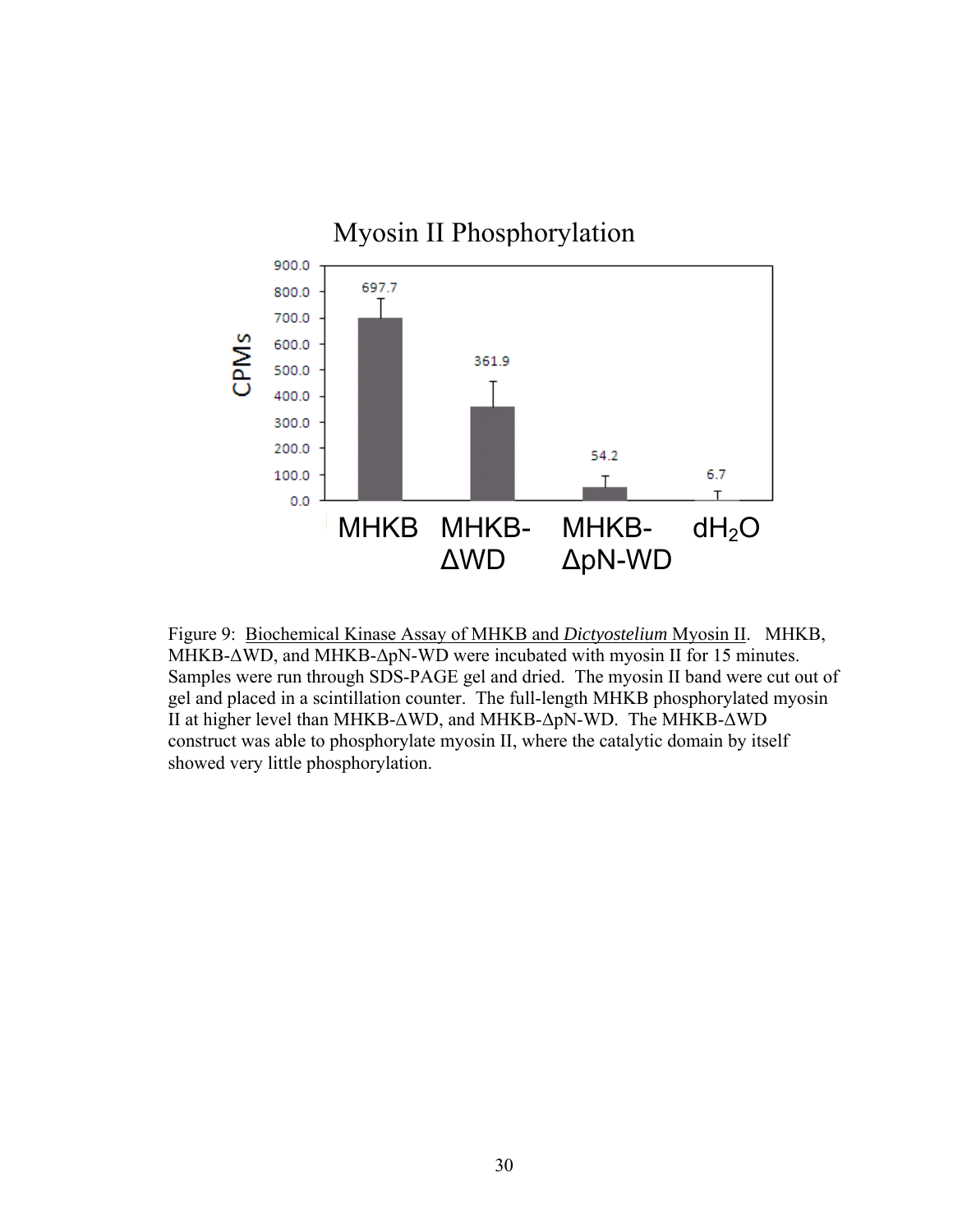Figure 9: Biochemical Kinase Assay of MHKB and *Dictyostelium* Myosin II. MHKB, MHKB-ΔWD, and MHKB-ΔpN-WD were incubated with myosin II for 15 minutes. Samples were run through SDS-PAGE gel and dried. The myosin II band were cut out of gel and placed in a scintillation counter. The full-length MHKB phosphorylated myosin II at higher level than MHKB-ΔWD, and MHKB-ΔpN-WD. The MHKB-ΔWD construct was able to phosphorylate myosin II, where the catalytic domain by itself showed very little phosphorylation.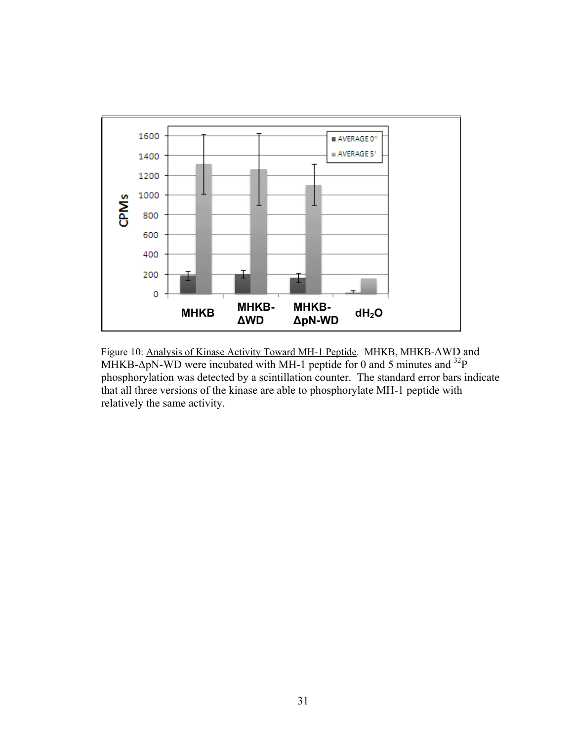Figure 10: Analysis of Kinase Activity Toward MH-1 Peptide. MHKB, MHKB-ΔWD and MHKB-ΔpN-WD were incubated with MH-1 peptide for 0 and 5 minutes and $^{32}P$ phosphorylation was detected by a scintillation counter. The standard error bars indicate that all three versions of the kinase are able to phosphorylate MH-1 peptide with relatively the same activity.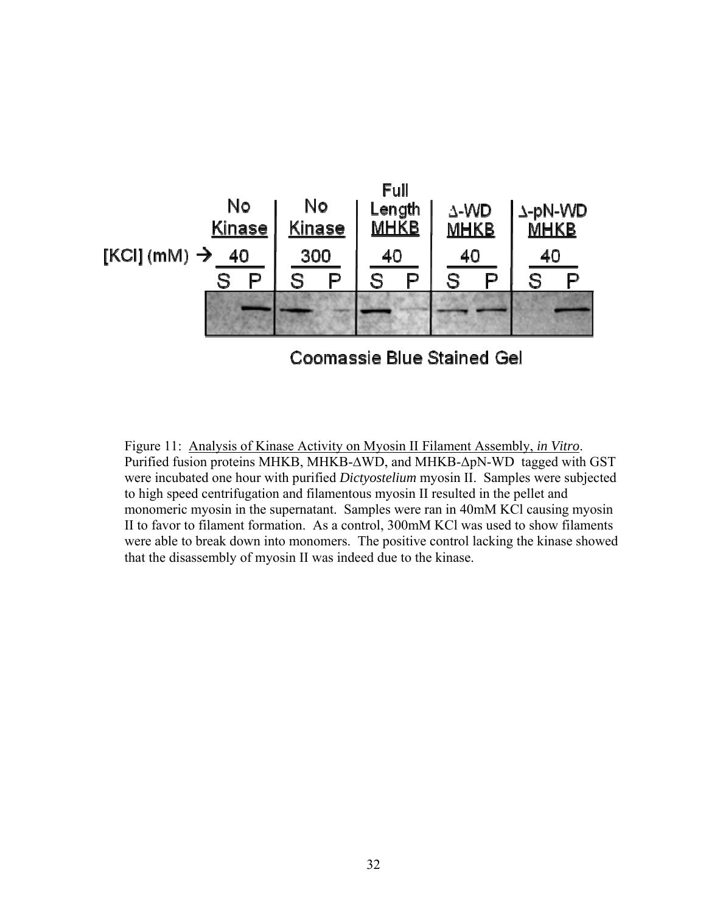Figure 11: Analysis of Kinase Activity on Myosin II Filament Assembly, *in Vitro*. Purified fusion proteins MHKB, MHKB-ΔWD, and MHKB-ΔpN-WD tagged with GST were incubated one hour with purified *Dictyostelium* myosin II. Samples were subjected to high speed centrifugation and filamentous myosin II resulted in the pellet and monomeric myosin in the supernatant. Samples were ran in 40mM KCl causing myosin II to favor to filament formation. As a control, 300mM KCl was used to show filaments were able to break down into monomers. The positive control lacking the kinase showed that the disassembly of myosin II was indeed due to the kinase.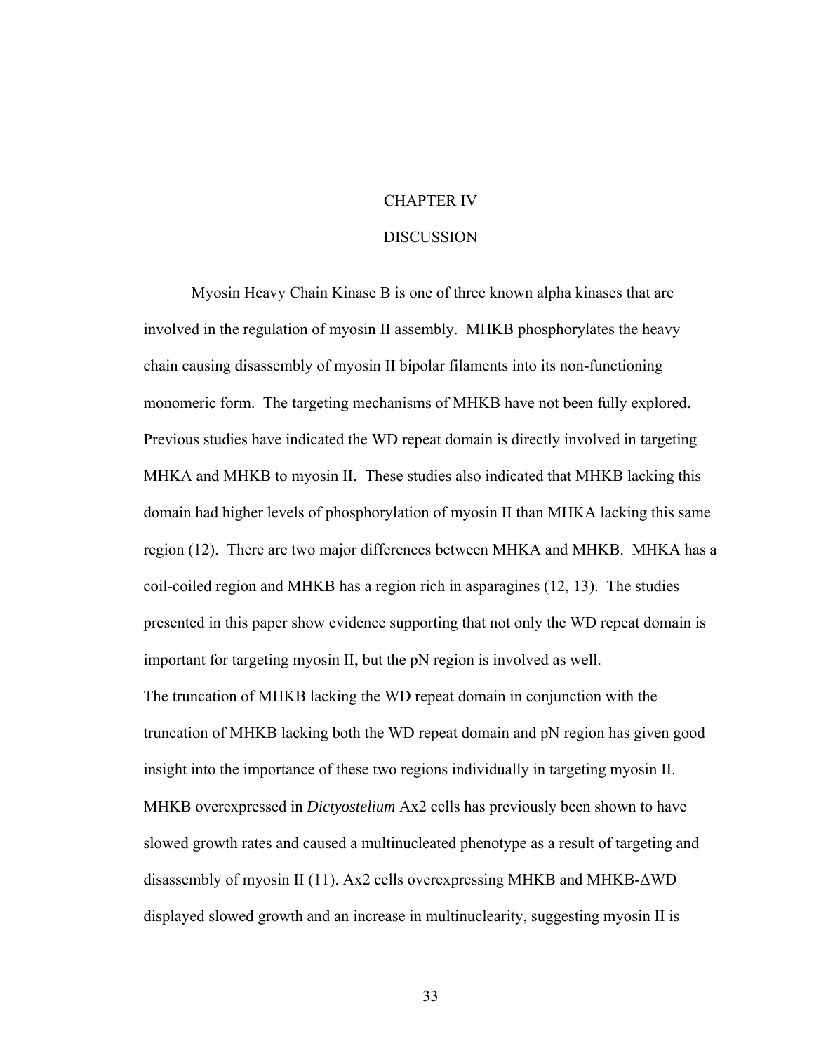# CHAPTER IV

# DISCUSSION

Myosin Heavy Chain Kinase B is one of three known alpha kinases that are involved in the regulation of myosin II assembly. MHKB phosphorylates the heavy chain causing disassembly of myosin II bipolar filaments into its non-functioning monomeric form. The targeting mechanisms of MHKB have not been fully explored. Previous studies have indicated the WD repeat domain is directly involved in targeting MHKA and MHKB to myosin II. These studies also indicated that MHKB lacking this domain had higher levels of phosphorylation of myosin II than MHKA lacking this same region (12). There are two major differences between MHKA and MHKB. MHKA has a coil-coiled region and MHKB has a region rich in asparagines (12, 13). The studies presented in this paper show evidence supporting that not only the WD repeat domain is important for targeting myosin II, but the pN region is involved as well.

The truncation of MHKB lacking the WD repeat domain in conjunction with the truncation of MHKB lacking both the WD repeat domain and pN region has given good insight into the importance of these two regions individually in targeting myosin II. MHKB overexpressed in *Dictyostelium* Ax2 cells has previously been shown to have slowed growth rates and caused a multinucleated phenotype as a result of targeting and disassembly of myosin II (11). Ax2 cells overexpressing MHKB and MHKB-ΔWD displayed slowed growth and an increase in multinuclearity, suggesting myosin II is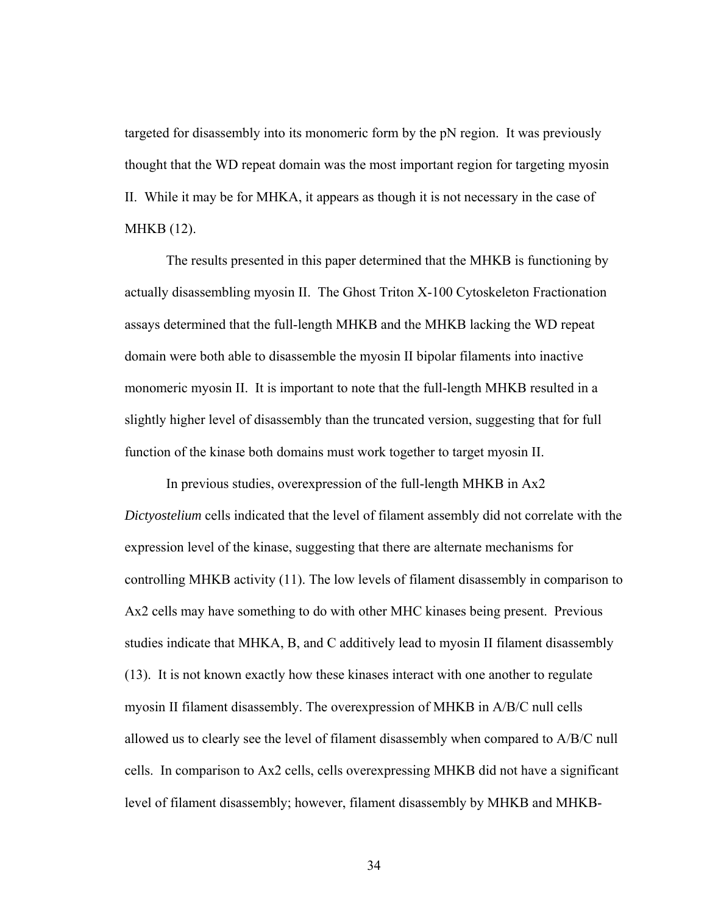targeted for disassembly into its monomeric form by the pN region. It was previously thought that the WD repeat domain was the most important region for targeting myosin II. While it may be for MHKA, it appears as though it is not necessary in the case of MHKB (12).

The results presented in this paper determined that the MHKB is functioning by actually disassembling myosin II. The Ghost Triton X-100 Cytoskeleton Fractionation assays determined that the full-length MHKB and the MHKB lacking the WD repeat domain were both able to disassemble the myosin II bipolar filaments into inactive monomeric myosin II. It is important to note that the full-length MHKB resulted in a slightly higher level of disassembly than the truncated version, suggesting that for full function of the kinase both domains must work together to target myosin II.

In previous studies, overexpression of the full-length MHKB in Ax2 *Dictyostelium* cells indicated that the level of filament assembly did not correlate with the expression level of the kinase, suggesting that there are alternate mechanisms for controlling MHKB activity (11). The low levels of filament disassembly in comparison to Ax2 cells may have something to do with other MHC kinases being present. Previous studies indicate that MHKA, B, and C additively lead to myosin II filament disassembly (13). It is not known exactly how these kinases interact with one another to regulate myosin II filament disassembly. The overexpression of MHKB in A/B/C null cells allowed us to clearly see the level of filament disassembly when compared to A/B/C null cells. In comparison to Ax2 cells, cells overexpressing MHKB did not have a significant level of filament disassembly; however, filament disassembly by MHKB and MHKB-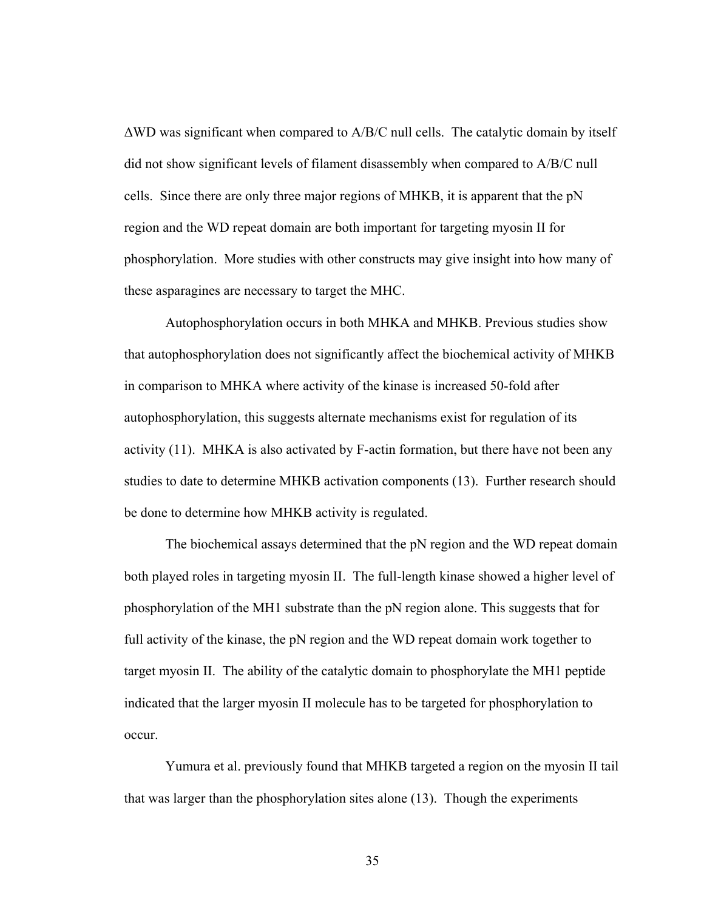ΔWD was significant when compared to A/B/C null cells. The catalytic domain by itself did not show significant levels of filament disassembly when compared to A/B/C null cells. Since there are only three major regions of MHKB, it is apparent that the pN region and the WD repeat domain are both important for targeting myosin II for phosphorylation. More studies with other constructs may give insight into how many of these asparagines are necessary to target the MHC.

Autophosphorylation occurs in both MHKA and MHKB. Previous studies show that autophosphorylation does not significantly affect the biochemical activity of MHKB in comparison to MHKA where activity of the kinase is increased 50-fold after autophosphorylation, this suggests alternate mechanisms exist for regulation of its activity (11). MHKA is also activated by F-actin formation, but there have not been any studies to date to determine MHKB activation components (13). Further research should be done to determine how MHKB activity is regulated.

The biochemical assays determined that the pN region and the WD repeat domain both played roles in targeting myosin II. The full-length kinase showed a higher level of phosphorylation of the MH1 substrate than the pN region alone. This suggests that for full activity of the kinase, the pN region and the WD repeat domain work together to target myosin II. The ability of the catalytic domain to phosphorylate the MH1 peptide indicated that the larger myosin II molecule has to be targeted for phosphorylation to occur.

Yumura et al. previously found that MHKB targeted a region on the myosin II tail that was larger than the phosphorylation sites alone (13). Though the experiments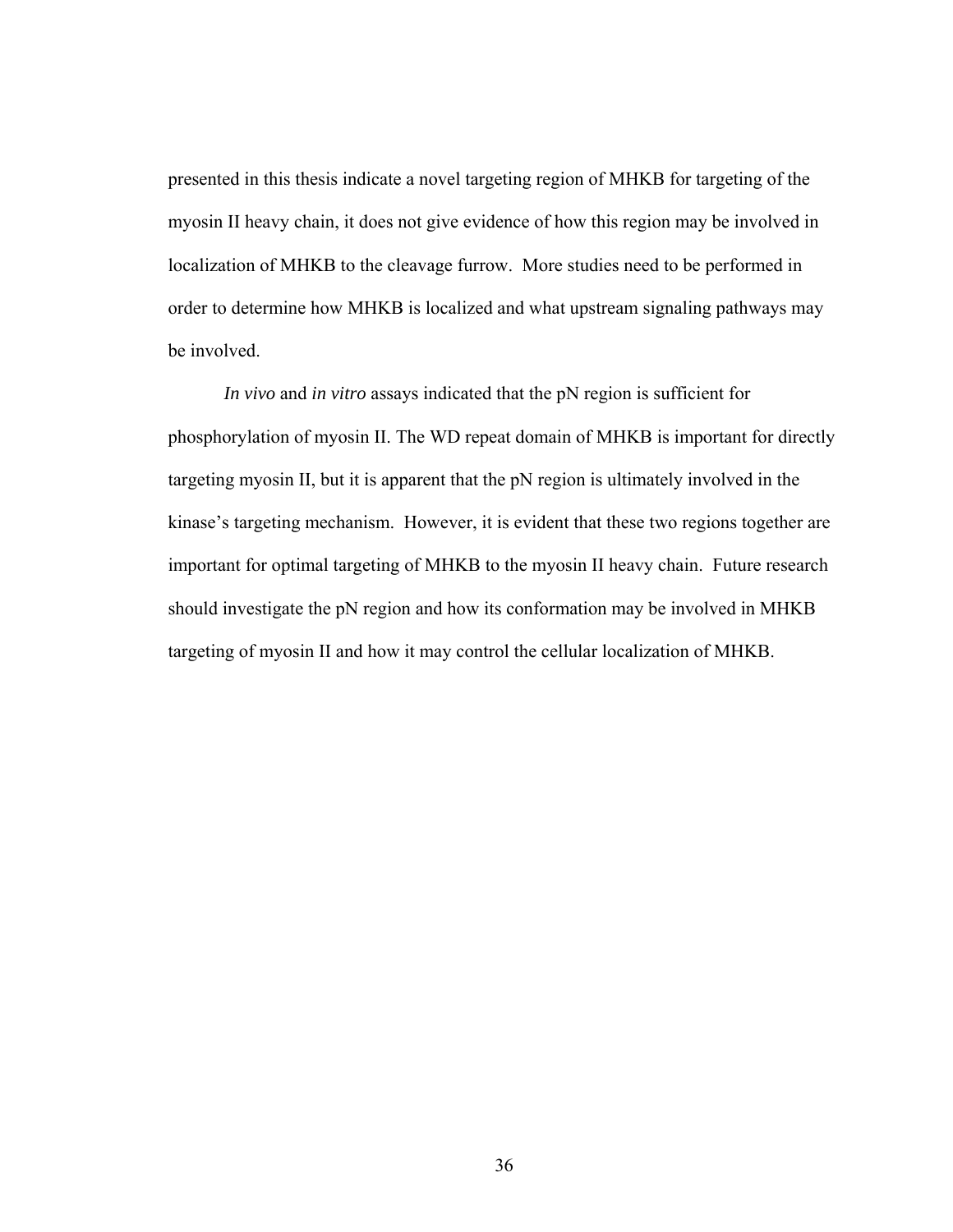presented in this thesis indicate a novel targeting region of MHKB for targeting of the myosin II heavy chain, it does not give evidence of how this region may be involved in localization of MHKB to the cleavage furrow. More studies need to be performed in order to determine how MHKB is localized and what upstream signaling pathways may be involved.

*In vivo* and *in vitro* assays indicated that the pN region is sufficient for phosphorylation of myosin II. The WD repeat domain of MHKB is important for directly targeting myosin II, but it is apparent that the pN region is ultimately involved in the kinase's targeting mechanism. However, it is evident that these two regions together are important for optimal targeting of MHKB to the myosin II heavy chain. Future research should investigate the pN region and how its conformation may be involved in MHKB targeting of myosin II and how it may control the cellular localization of MHKB.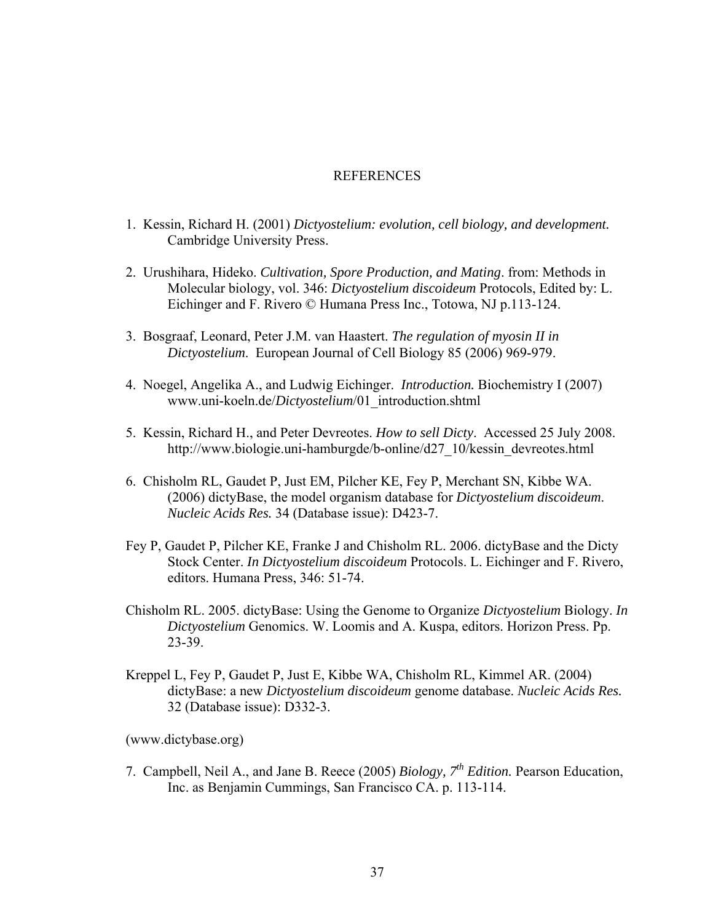# REFERENCES

1. Kessin, Richard H. (2001) *Dictyostelium: evolution, cell biology, and development.* Cambridge University Press.

2. Urushihara, Hideko. *Cultivation, Spore Production, and Mating*. from: Methods in Molecular biology, vol. 346: *Dictyostelium discoideum* Protocols, Edited by: L. Eichinger and F. Rivero © Humana Press Inc., Totowa, NJ p.113-124.

3. Bosgraaf, Leonard, Peter J.M. van Haastert. *The regulation of myosin II in Dictyostelium*. European Journal of Cell Biology 85 (2006) 969-979.

4. Noegel, Angelika A., and Ludwig Eichinger. *Introduction.* Biochemistry I (2007) www.uni-koeln.de/*Dictyostelium*/01_introduction.shtml

5. Kessin, Richard H., and Peter Devreotes. *How to sell Dicty*. Accessed 25 July 2008. http://www.biologie.uni-hamburgde/b-online/d27_10/kessin_devreotes.html

6. Chisholm RL, Gaudet P, Just EM, Pilcher KE, Fey P, Merchant SN, Kibbe WA. (2006) dictyBase, the model organism database for *Dictyostelium discoideum*. *Nucleic Acids Res.* 34 (Database issue): D423-7.

Fey P, Gaudet P, Pilcher KE, Franke J and Chisholm RL. 2006. dictyBase and the Dicty Stock Center. *In Dictyostelium discoideum* Protocols. L. Eichinger and F. Rivero, editors. Humana Press, 346: 51-74.

Chisholm RL. 2005. dictyBase: Using the Genome to Organize *Dictyostelium* Biology. *In Dictyostelium* Genomics. W. Loomis and A. Kuspa, editors. Horizon Press. Pp. 23-39.

Kreppel L, Fey P, Gaudet P, Just E, Kibbe WA, Chisholm RL, Kimmel AR. (2004) dictyBase: a new *Dictyostelium discoideum* genome database. *Nucleic Acids Res.* 32 (Database issue): D332-3.

(www.dictybase.org)

7. Campbell, Neil A., and Jane B. Reece (2005) *Biology, 7th Edition.* Pearson Education, Inc. as Benjamin Cummings, San Francisco CA. p. 113-114.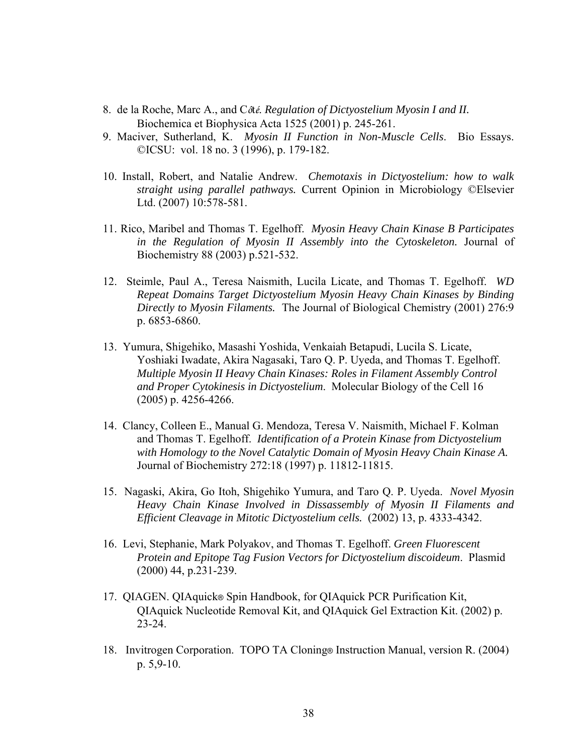8. de la Roche, Marc A., and Côté. *Regulation of Dictyostelium Myosin I and II.* Biochemica et Biophysica Acta 1525 (2001) p. 245-261.

9. Maciver, Sutherland, K. *Myosin II Function in Non-Muscle Cells*. Bio Essays. ©ICSU: vol. 18 no. 3 (1996), p. 179-182.

10. Install, Robert, and Natalie Andrew. *Chemotaxis in Dictyostelium: how to walk straight using parallel pathways.* Current Opinion in Microbiology ©Elsevier Ltd. (2007) 10:578-581.

11. Rico, Maribel and Thomas T. Egelhoff. *Myosin Heavy Chain Kinase B Participates in the Regulation of Myosin II Assembly into the Cytoskeleton.* Journal of Biochemistry 88 (2003) p.521-532.

12. Steimle, Paul A., Teresa Naismith, Lucila Licate, and Thomas T. Egelhoff. *WD Repeat Domains Target Dictyostelium Myosin Heavy Chain Kinases by Binding Directly to Myosin Filaments.* The Journal of Biological Chemistry (2001) 276:9 p. 6853-6860.

13. Yumura, Shigehiko, Masashi Yoshida, Venkaiah Betapudi, Lucila S. Licate, Yoshiaki Iwadate, Akira Nagasaki, Taro Q. P. Uyeda, and Thomas T. Egelhoff. *Multiple Myosin II Heavy Chain Kinases: Roles in Filament Assembly Control and Proper Cytokinesis in Dictyostelium.* Molecular Biology of the Cell 16 (2005) p. 4256-4266.

14. Clancy, Colleen E., Manual G. Mendoza, Teresa V. Naismith, Michael F. Kolman and Thomas T. Egelhoff. *Identification of a Protein Kinase from Dictyostelium with Homology to the Novel Catalytic Domain of Myosin Heavy Chain Kinase A.* Journal of Biochemistry 272:18 (1997) p. 11812-11815.

15. Nagaski, Akira, Go Itoh, Shigehiko Yumura, and Taro Q. P. Uyeda. *Novel Myosin Heavy Chain Kinase Involved in Dissassembly of Myosin II Filaments and Efficient Cleavage in Mitotic Dictyostelium cells.* (2002) 13, p. 4333-4342.

16. Levi, Stephanie, Mark Polyakov, and Thomas T. Egelhoff. *Green Fluorescent Protein and Epitope Tag Fusion Vectors for Dictyostelium discoideum*. Plasmid (2000) 44, p.231-239.

17. QIAGEN. QIAquick® Spin Handbook, for QIAquick PCR Purification Kit, QIAquick Nucleotide Removal Kit, and QIAquick Gel Extraction Kit. (2002) p. 23-24.

18. Invitrogen Corporation. TOPO TA Cloning® Instruction Manual, version R. (2004) p. 5,9-10.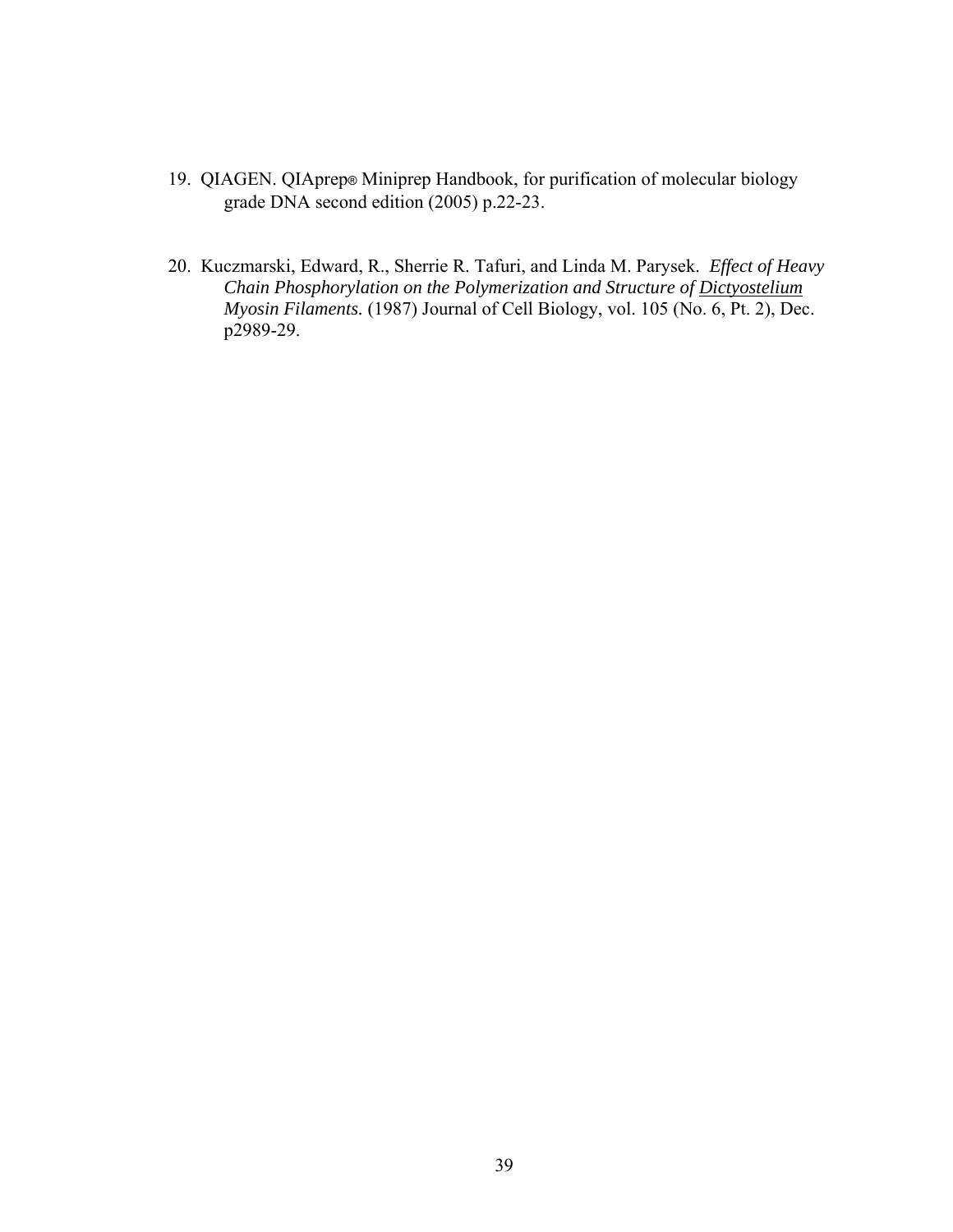19. QIAGEN. QIAprep® Miniprep Handbook, for purification of molecular biology grade DNA second edition (2005) p.22-23.

20. Kuczmarski, Edward, R., Sherrie R. Tafuri, and Linda M. Parysek. *Effect of Heavy Chain Phosphorylation on the Polymerization and Structure of Dictyostelium Myosin Filaments.* (1987) Journal of Cell Biology, vol. 105 (No. 6, Pt. 2), Dec. p2989-29.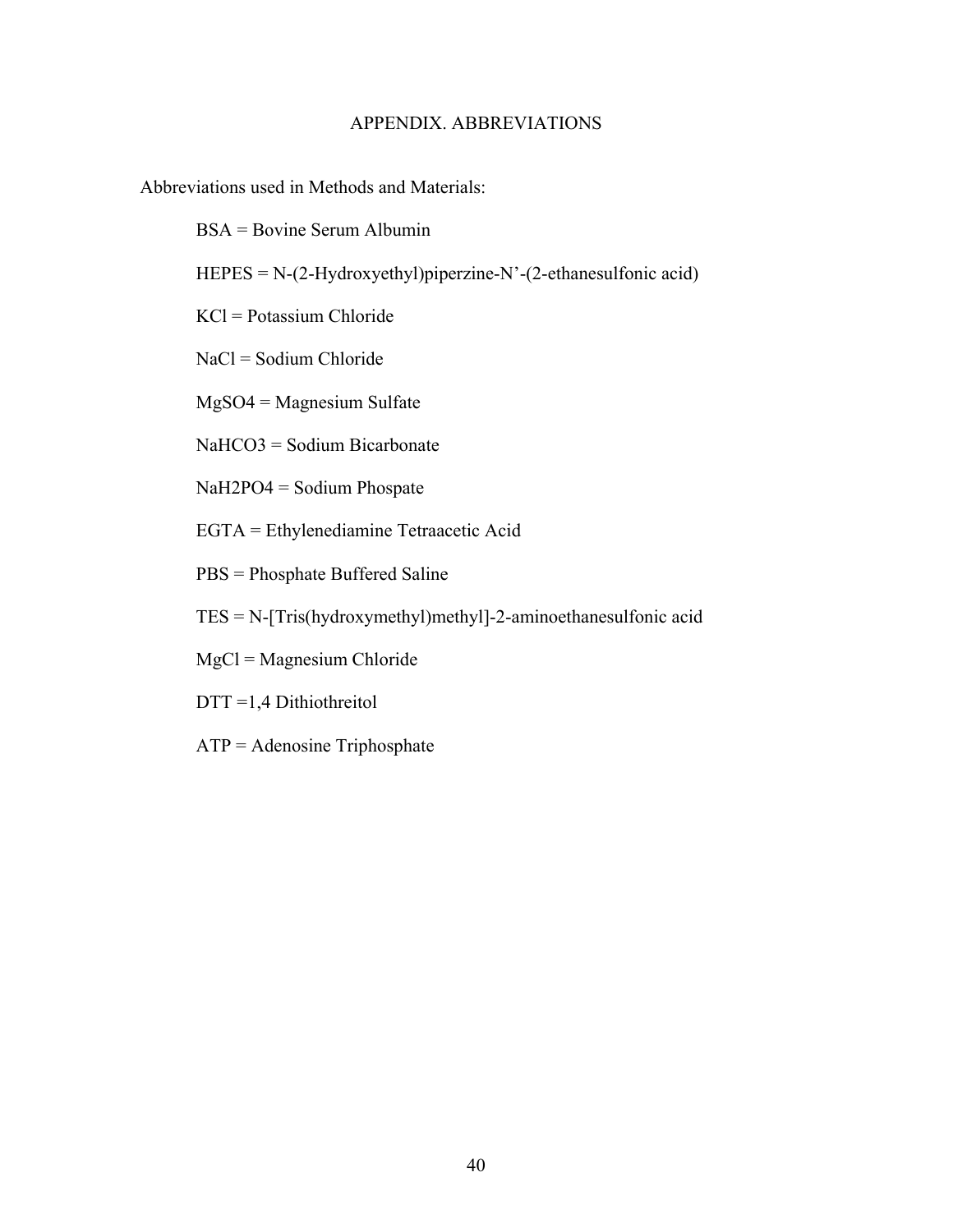# APPENDIX. ABBREVIATIONS

Abbreviations used in Methods and Materials:

BSA = Bovine Serum Albumin

HEPES = N-(2-Hydroxyethyl)piperzine-N'-(2-ethanesulfonic acid)

KCl = Potassium Chloride

NaCl = Sodium Chloride

$MgSO_4$ = Magnesium Sulfate

$NaHCO_3$ = Sodium Bicarbonate

$NaH_2PO_4$ = Sodium Phospate

EGTA = Ethylenediamine Tetraacetic Acid

PBS = Phosphate Buffered Saline

TES = N-[Tris(hydroxymethyl)methyl]-2-aminoethanesulfonic acid

MgCl = Magnesium Chloride

DTT =1,4 Dithiothreitol

ATP = Adenosine Triphosphate